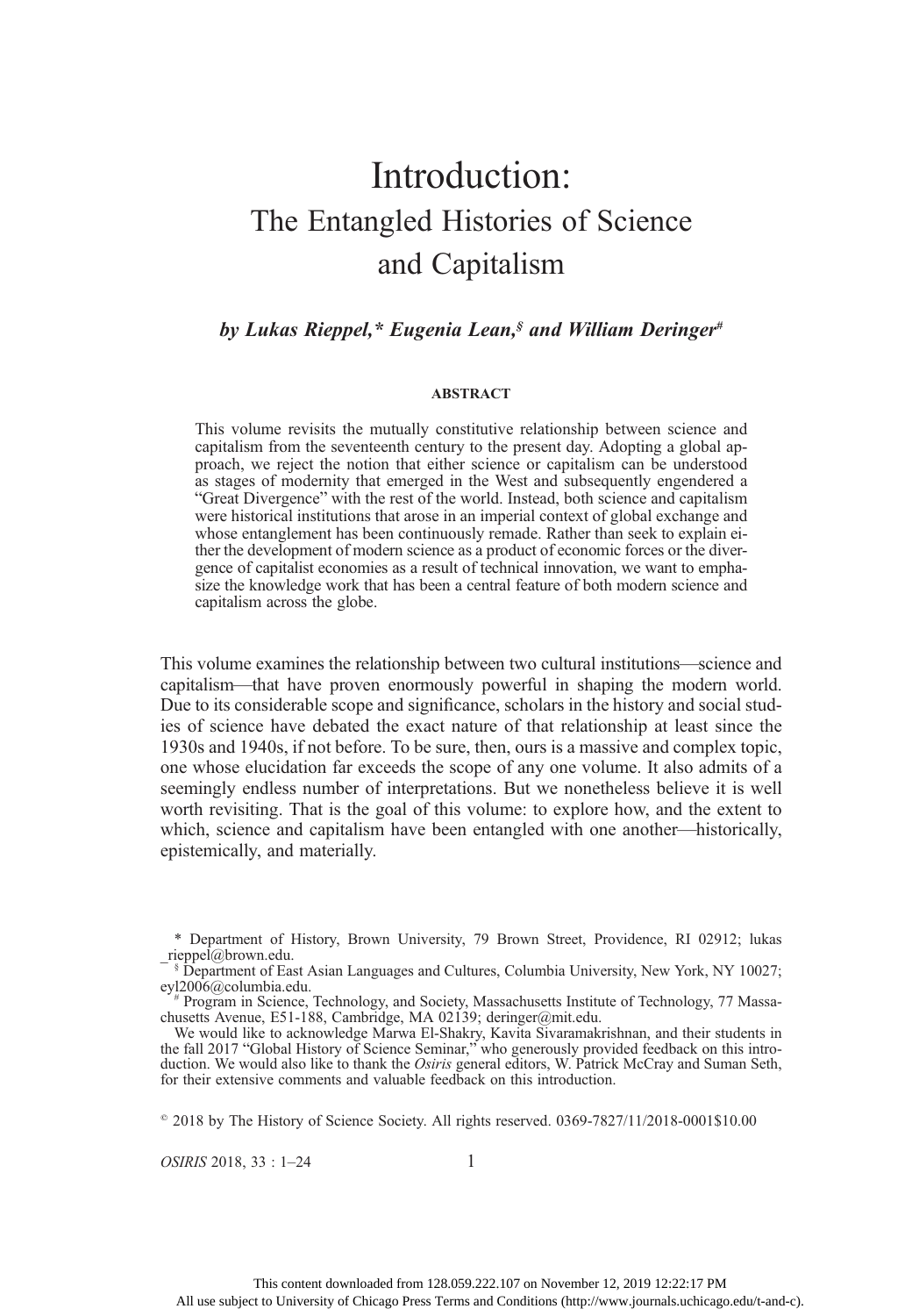# Introduction:
## The Entangled Histories of Science and Capitalism

***by Lukas Rieppel,\* Eugenia Lean,§ and William Deringer#***

**ABSTRACT**

This volume revisits the mutually constitutive relationship between science and capitalism from the seventeenth century to the present day. Adopting a global approach, we reject the notion that either science or capitalism can be understood as stages of modernity that emerged in the West and subsequently engendered a "Great Divergence" with the rest of the world. Instead, both science and capitalism were historical institutions that arose in an imperial context of global exchange and whose entanglement has been continuously remade. Rather than seek to explain either the development of modern science as a product of economic forces or the divergence of capitalist economies as a result of technical innovation, we want to emphasize the knowledge work that has been a central feature of both modern science and capitalism across the globe.

This volume examines the relationship between two cultural institutions—science and capitalism—that have proven enormously powerful in shaping the modern world. Due to its considerable scope and significance, scholars in the history and social studies of science have debated the exact nature of that relationship at least since the 1930s and 1940s, if not before. To be sure, then, ours is a massive and complex topic, one whose elucidation far exceeds the scope of any one volume. It also admits of a seemingly endless number of interpretations. But we nonetheless believe it is well worth revisiting. That is the goal of this volume: to explore how, and the extent to which, science and capitalism have been entangled with one another—historically, epistemically, and materially.

\* Department of History, Brown University, 79 Brown Street, Providence, RI 02912; lukas_rieppel@brown.edu.

§ Department of East Asian Languages and Cultures, Columbia University, New York, NY 10027; eyl2006@columbia.edu.

\# Program in Science, Technology, and Society, Massachusetts Institute of Technology, 77 Massachusetts Avenue, E51-188, Cambridge, MA 02139; deringer@mit.edu.

We would like to acknowledge Marwa El-Shakry, Kavita Sivaramakrishnan, and their students in the fall 2017 "Global History of Science Seminar," who generously provided feedback on this introduction. We would also like to thank the *Osiris* general editors, W. Patrick McCray and Suman Seth, for their extensive comments and valuable feedback on this introduction.

© 2018 by The History of Science Society. All rights reserved. 0369-7827/11/2018-0001$10.00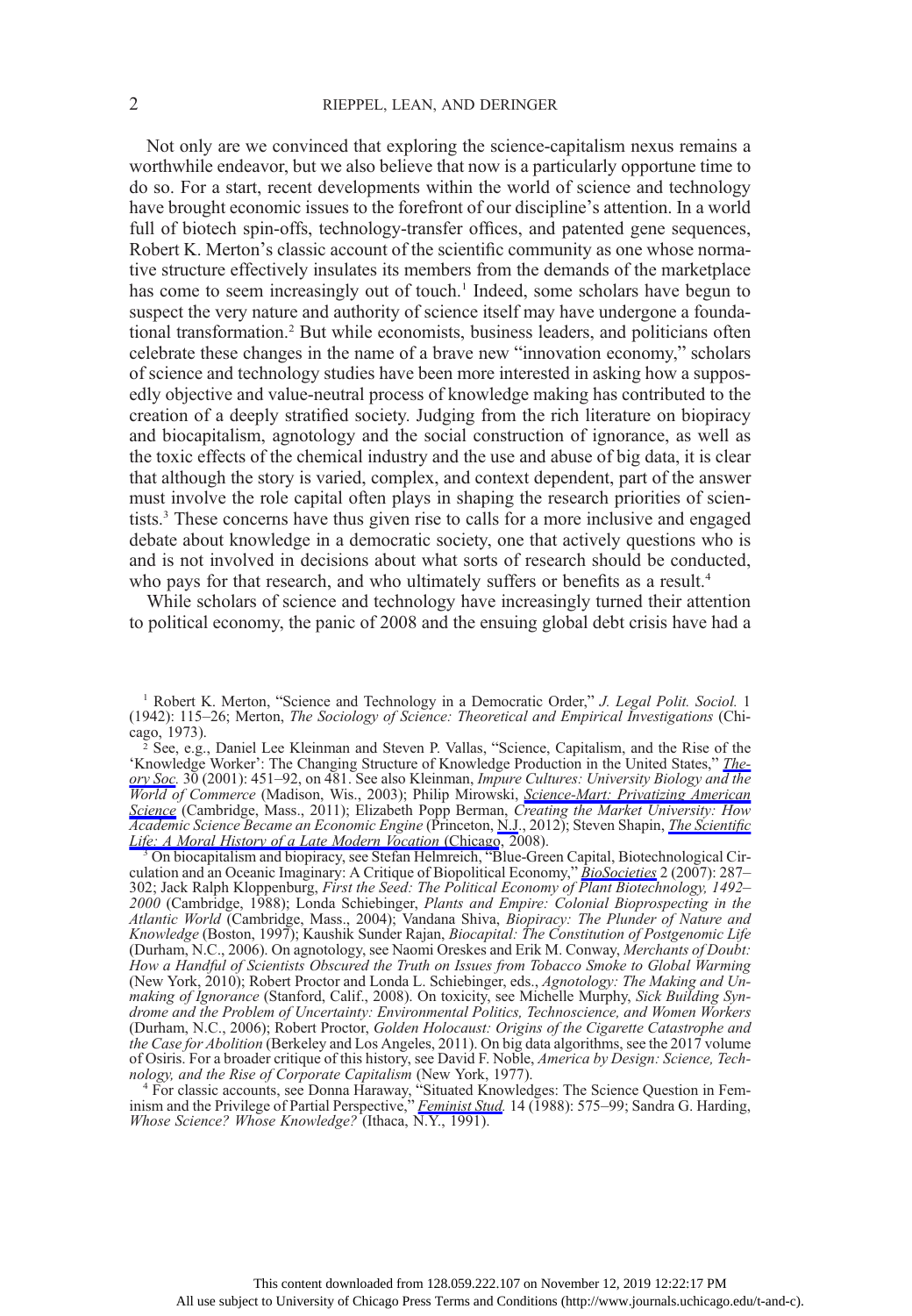Not only are we convinced that exploring the science-capitalism nexus remains a worthwhile endeavor, but we also believe that now is a particularly opportune time to do so. For a start, recent developments within the world of science and technology have brought economic issues to the forefront of our discipline's attention. In a world full of biotech spin-offs, technology-transfer offices, and patented gene sequences, Robert K. Merton's classic account of the scientific community as one whose normative structure effectively insulates its members from the demands of the marketplace has come to seem increasingly out of touch.[1] Indeed, some scholars have begun to suspect the very nature and authority of science itself may have undergone a foundational transformation.[2] But while economists, business leaders, and politicians often celebrate these changes in the name of a brave new "innovation economy," scholars of science and technology studies have been more interested in asking how a supposedly objective and value-neutral process of knowledge making has contributed to the creation of a deeply stratified society. Judging from the rich literature on biopiracy and biocapitalism, agnotology and the social construction of ignorance, as well as the toxic effects of the chemical industry and the use and abuse of big data, it is clear that although the story is varied, complex, and context dependent, part of the answer must involve the role capital often plays in shaping the research priorities of scientists.[3] These concerns have thus given rise to calls for a more inclusive and engaged debate about knowledge in a democratic society, one that actively questions who is and is not involved in decisions about what sorts of research should be conducted, who pays for that research, and who ultimately suffers or benefits as a result.[4]

While scholars of science and technology have increasingly turned their attention to political economy, the panic of 2008 and the ensuing global debt crisis have had a

[1] Robert K. Merton, "Science and Technology in a Democratic Order," *J. Legal Polit. Sociol.* 1 (1942): 115–26; Merton, *The Sociology of Science: Theoretical and Empirical Investigations* (Chicago, 1973).

[2] See, e.g., Daniel Lee Kleinman and Steven P. Vallas, "Science, Capitalism, and the Rise of the 'Knowledge Worker': The Changing Structure of Knowledge Production in the United States," *Theory Soc.* 30 (2001): 451–92, on 481. See also Kleinman, *Impure Cultures: University Biology and the World of Commerce* (Madison, Wis., 2003); Philip Mirowski, *Science-Mart: Privatizing American Science* (Cambridge, Mass., 2011); Elizabeth Popp Berman, *Creating the Market University: How Academic Science Became an Economic Engine* (Princeton, N.J., 2012); Steven Shapin, *The Scientific Life: A Moral History of a Late Modern Vocation* (Chicago, 2008).

[3] On biocapitalism and biopiracy, see Stefan Helmreich, "Blue-Green Capital, Biotechnological Circulation and an Oceanic Imaginary: A Critique of Biopolitical Economy," *BioSocieties* 2 (2007): 287–302; Jack Ralph Kloppenburg, *First the Seed: The Political Economy of Plant Biotechnology, 1492–2000* (Cambridge, 1988); Londa Schiebinger, *Plants and Empire: Colonial Bioprospecting in the Atlantic World* (Cambridge, Mass., 2004); Vandana Shiva, *Biopiracy: The Plunder of Nature and Knowledge* (Boston, 1997); Kaushik Sunder Rajan, *Biocapital: The Constitution of Postgenomic Life* (Durham, N.C., 2006). On agnotology, see Naomi Oreskes and Erik M. Conway, *Merchants of Doubt: How a Handful of Scientists Obscured the Truth on Issues from Tobacco Smoke to Global Warming* (New York, 2010); Robert Proctor and Londa L. Schiebinger, eds., *Agnotology: The Making and Unmaking of Ignorance* (Stanford, Calif., 2008). On toxicity, see Michelle Murphy, *Sick Building Syndrome and the Problem of Uncertainty: Environmental Politics, Technoscience, and Women Workers* (Durham, N.C., 2006); Robert Proctor, *Golden Holocaust: Origins of the Cigarette Catastrophe and the Case for Abolition* (Berkeley and Los Angeles, 2011). On big data algorithms, see the 2017 volume of Osiris. For a broader critique of this history, see David F. Noble, *America by Design: Science, Technology, and the Rise of Corporate Capitalism* (New York, 1977).

[4] For classic accounts, see Donna Haraway, "Situated Knowledges: The Science Question in Feminism and the Privilege of Partial Perspective," *Feminist Stud.* 14 (1988): 575–99; Sandra G. Harding, *Whose Science? Whose Knowledge?* (Ithaca, N.Y., 1991).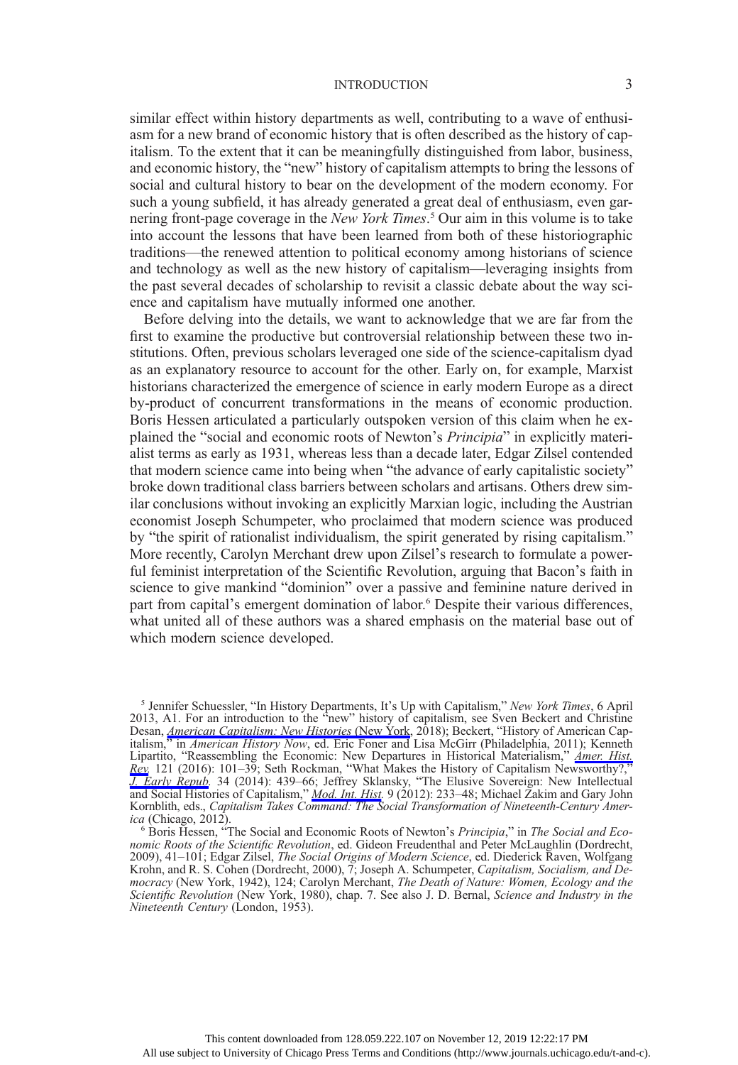similar effect within history departments as well, contributing to a wave of enthusiasm for a new brand of economic history that is often described as the history of capitalism. To the extent that it can be meaningfully distinguished from labor, business, and economic history, the "new" history of capitalism attempts to bring the lessons of social and cultural history to bear on the development of the modern economy. For such a young subfield, it has already generated a great deal of enthusiasm, even garnering front-page coverage in the *New York Times*.[5] Our aim in this volume is to take into account the lessons that have been learned from both of these historiographic traditions—the renewed attention to political economy among historians of science and technology as well as the new history of capitalism—leveraging insights from the past several decades of scholarship to revisit a classic debate about the way science and capitalism have mutually informed one another.

Before delving into the details, we want to acknowledge that we are far from the first to examine the productive but controversial relationship between these two institutions. Often, previous scholars leveraged one side of the science-capitalism dyad as an explanatory resource to account for the other. Early on, for example, Marxist historians characterized the emergence of science in early modern Europe as a direct by-product of concurrent transformations in the means of economic production. Boris Hessen articulated a particularly outspoken version of this claim when he explained the "social and economic roots of Newton's *Principia*" in explicitly materialist terms as early as 1931, whereas less than a decade later, Edgar Zilsel contended that modern science came into being when "the advance of early capitalistic society" broke down traditional class barriers between scholars and artisans. Others drew similar conclusions without invoking an explicitly Marxian logic, including the Austrian economist Joseph Schumpeter, who proclaimed that modern science was produced by "the spirit of rationalist individualism, the spirit generated by rising capitalism." More recently, Carolyn Merchant drew upon Zilsel's research to formulate a powerful feminist interpretation of the Scientific Revolution, arguing that Bacon's faith in science to give mankind "dominion" over a passive and feminine nature derived in part from capital's emergent domination of labor.[6] Despite their various differences, what united all of these authors was a shared emphasis on the material base out of which modern science developed.

[5] Jennifer Schuessler, "In History Departments, It's Up with Capitalism," *New York Times*, 6 April 2013, A1. For an introduction to the "new" history of capitalism, see Sven Beckert and Christine Desan, *American Capitalism: New Histories* (New York, 2018); Beckert, "History of American Capitalism," in *American History Now*, ed. Eric Foner and Lisa McGirr (Philadelphia, 2011); Kenneth Lipartito, "Reassembling the Economic: New Departures in Historical Materialism," *Amer. Hist. Rev.* 121 (2016): 101–39; Seth Rockman, "What Makes the History of Capitalism Newsworthy?," *J. Early Repub.* 34 (2014): 439–66; Jeffrey Sklansky, "The Elusive Sovereign: New Intellectual and Social Histories of Capitalism," *Mod. Int. Hist.* 9 (2012): 233–48; Michael Zakim and Gary John Kornblith, eds., *Capitalism Takes Command: The Social Transformation of Nineteenth-Century America* (Chicago, 2012).

[6] Boris Hessen, "The Social and Economic Roots of Newton's *Principia*," in *The Social and Economic Roots of the Scientific Revolution*, ed. Gideon Freudenthal and Peter McLaughlin (Dordrecht, 2009), 41–101; Edgar Zilsel, *The Social Origins of Modern Science*, ed. Diederick Raven, Wolfgang Krohn, and R. S. Cohen (Dordrecht, 2000), 7; Joseph A. Schumpeter, *Capitalism, Socialism, and Democracy* (New York, 1942), 124; Carolyn Merchant, *The Death of Nature: Women, Ecology and the Scientific Revolution* (New York, 1980), chap. 7. See also J. D. Bernal, *Science and Industry in the Nineteenth Century* (London, 1953).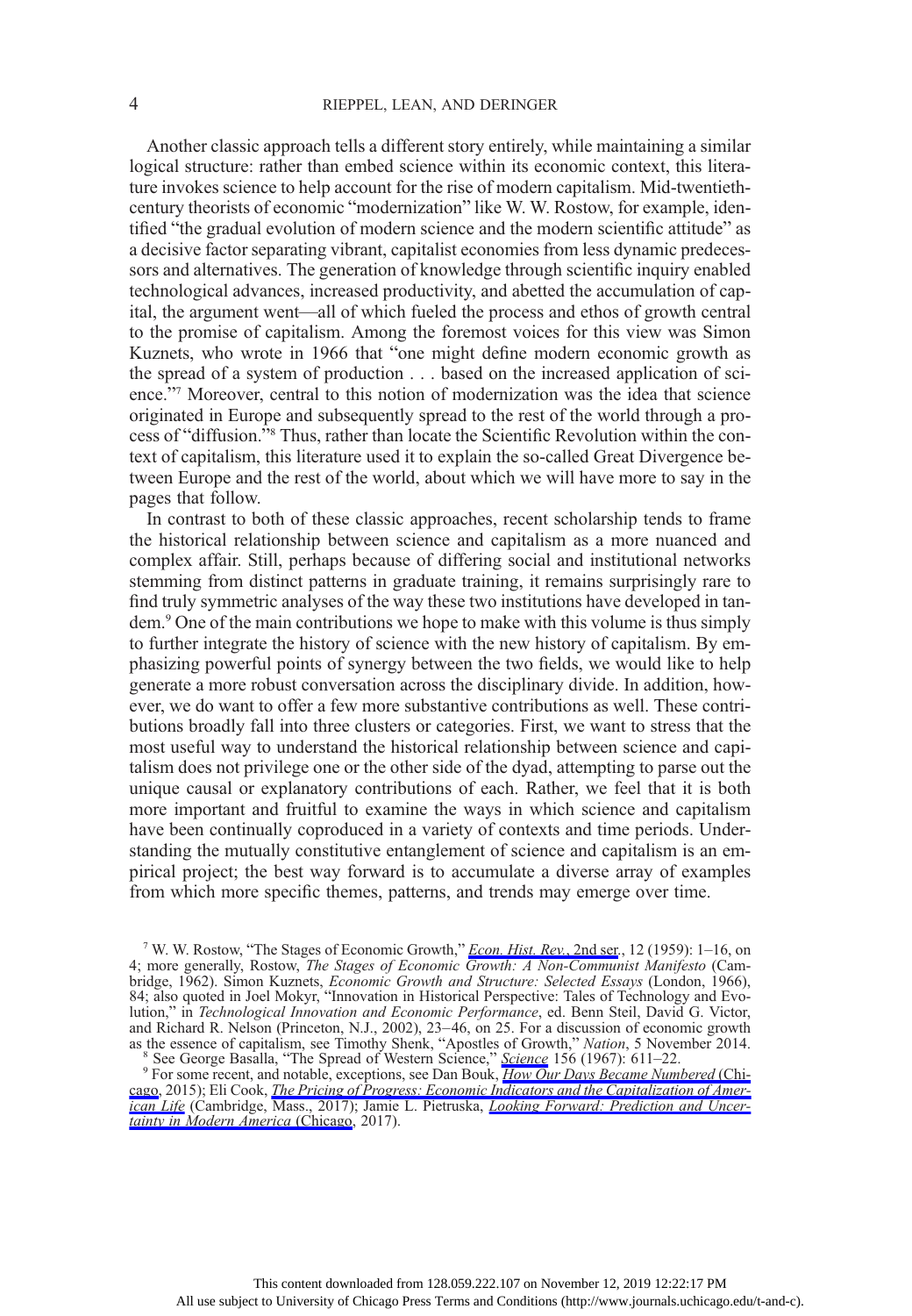Another classic approach tells a different story entirely, while maintaining a similar logical structure: rather than embed science within its economic context, this literature invokes science to help account for the rise of modern capitalism. Mid-twentieth-century theorists of economic "modernization" like W. W. Rostow, for example, identified "the gradual evolution of modern science and the modern scientific attitude" as a decisive factor separating vibrant, capitalist economies from less dynamic predecessors and alternatives. The generation of knowledge through scientific inquiry enabled technological advances, increased productivity, and abetted the accumulation of capital, the argument went—all of which fueled the process and ethos of growth central to the promise of capitalism. Among the foremost voices for this view was Simon Kuznets, who wrote in 1966 that "one might define modern economic growth as the spread of a system of production . . . based on the increased application of science."[7] Moreover, central to this notion of modernization was the idea that science originated in Europe and subsequently spread to the rest of the world through a process of "diffusion."[8] Thus, rather than locate the Scientific Revolution within the context of capitalism, this literature used it to explain the so-called Great Divergence between Europe and the rest of the world, about which we will have more to say in the pages that follow.

In contrast to both of these classic approaches, recent scholarship tends to frame the historical relationship between science and capitalism as a more nuanced and complex affair. Still, perhaps because of differing social and institutional networks stemming from distinct patterns in graduate training, it remains surprisingly rare to find truly symmetric analyses of the way these two institutions have developed in tandem.[9] One of the main contributions we hope to make with this volume is thus simply to further integrate the history of science with the new history of capitalism. By emphasizing powerful points of synergy between the two fields, we would like to help generate a more robust conversation across the disciplinary divide. In addition, however, we do want to offer a few more substantive contributions as well. These contributions broadly fall into three clusters or categories. First, we want to stress that the most useful way to understand the historical relationship between science and capitalism does not privilege one or the other side of the dyad, attempting to parse out the unique causal or explanatory contributions of each. Rather, we feel that it is both more important and fruitful to examine the ways in which science and capitalism have been continually coproduced in a variety of contexts and time periods. Understanding the mutually constitutive entanglement of science and capitalism is an empirical project; the best way forward is to accumulate a diverse array of examples from which more specific themes, patterns, and trends may emerge over time.

[7] W. W. Rostow, "The Stages of Economic Growth," *Econ. Hist. Rev.*, 2nd ser., 12 (1959): 1–16, on 4; more generally, Rostow, *The Stages of Economic Growth: A Non-Communist Manifesto* (Cambridge, 1962). Simon Kuznets, *Economic Growth and Structure: Selected Essays* (London, 1966), 84; also quoted in Joel Mokyr, "Innovation in Historical Perspective: Tales of Technology and Evolution," in *Technological Innovation and Economic Performance*, ed. Benn Steil, David G. Victor, and Richard R. Nelson (Princeton, N.J., 2002), 23–46, on 25. For a discussion of economic growth as the essence of capitalism, see Timothy Shenk, "Apostles of Growth," *Nation*, 5 November 2014.

[8] See George Basalla, "The Spread of Western Science," *Science* 156 (1967): 611–22.

[9] For some recent, and notable, exceptions, see Dan Bouk, *How Our Days Became Numbered* (Chicago, 2015); Eli Cook, *The Pricing of Progress: Economic Indicators and the Capitalization of American Life* (Cambridge, Mass., 2017); Jamie L. Pietruska, *Looking Forward: Prediction and Uncertainty in Modern America* (Chicago, 2017).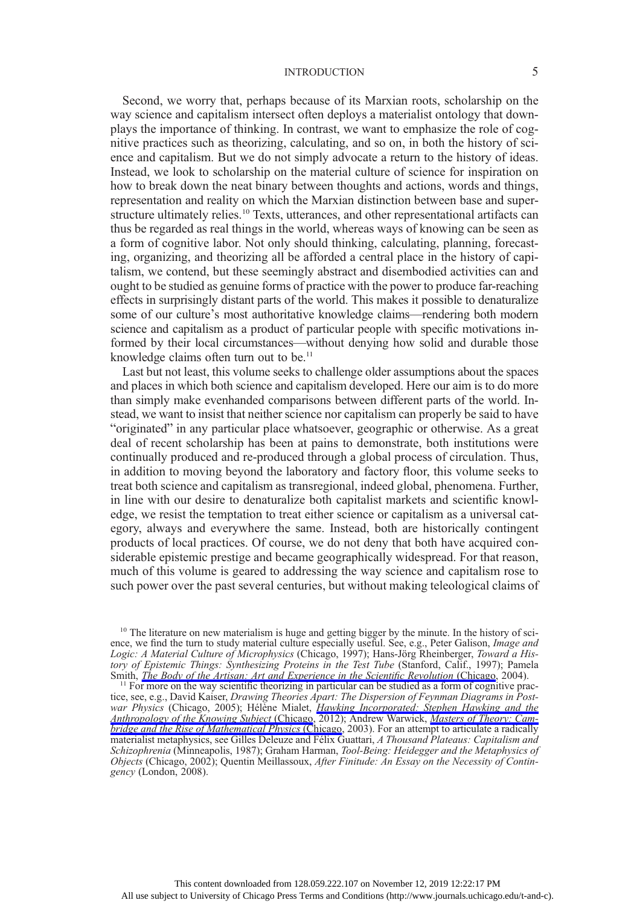Second, we worry that, perhaps because of its Marxian roots, scholarship on the way science and capitalism intersect often deploys a materialist ontology that downplays the importance of thinking. In contrast, we want to emphasize the role of cognitive practices such as theorizing, calculating, and so on, in both the history of science and capitalism. But we do not simply advocate a return to the history of ideas. Instead, we look to scholarship on the material culture of science for inspiration on how to break down the neat binary between thoughts and actions, words and things, representation and reality on which the Marxian distinction between base and superstructure ultimately relies.[10] Texts, utterances, and other representational artifacts can thus be regarded as real things in the world, whereas ways of knowing can be seen as a form of cognitive labor. Not only should thinking, calculating, planning, forecasting, organizing, and theorizing all be afforded a central place in the history of capitalism, we contend, but these seemingly abstract and disembodied activities can and ought to be studied as genuine forms of practice with the power to produce far-reaching effects in surprisingly distant parts of the world. This makes it possible to denaturalize some of our culture's most authoritative knowledge claims—rendering both modern science and capitalism as a product of particular people with specific motivations informed by their local circumstances—without denying how solid and durable those knowledge claims often turn out to be.[11]

Last but not least, this volume seeks to challenge older assumptions about the spaces and places in which both science and capitalism developed. Here our aim is to do more than simply make evenhanded comparisons between different parts of the world. Instead, we want to insist that neither science nor capitalism can properly be said to have "originated" in any particular place whatsoever, geographic or otherwise. As a great deal of recent scholarship has been at pains to demonstrate, both institutions were continually produced and re-produced through a global process of circulation. Thus, in addition to moving beyond the laboratory and factory floor, this volume seeks to treat both science and capitalism as transregional, indeed global, phenomena. Further, in line with our desire to denaturalize both capitalist markets and scientific knowledge, we resist the temptation to treat either science or capitalism as a universal category, always and everywhere the same. Instead, both are historically contingent products of local practices. Of course, we do not deny that both have acquired considerable epistemic prestige and became geographically widespread. For that reason, much of this volume is geared to addressing the way science and capitalism rose to such power over the past several centuries, but without making teleological claims of

[10] The literature on new materialism is huge and getting bigger by the minute. In the history of science, we find the turn to study material culture especially useful. See, e.g., Peter Galison, *Image and Logic: A Material Culture of Microphysics* (Chicago, 1997); Hans-Jörg Rheinberger, *Toward a History of Epistemic Things: Synthesizing Proteins in the Test Tube* (Stanford, Calif., 1997); Pamela Smith, *The Body of the Artisan: Art and Experience in the Scientific Revolution* (Chicago, 2004).

[11] For more on the way scientific theorizing in particular can be studied as a form of cognitive practice, see, e.g., David Kaiser, *Drawing Theories Apart: The Dispersion of Feynman Diagrams in Postwar Physics* (Chicago, 2005); Hélène Mialet, *Hawking Incorporated: Stephen Hawking and the Anthropology of the Knowing Subject* (Chicago, 2012); Andrew Warwick, *Masters of Theory: Cambridge and the Rise of Mathematical Physics* (Chicago, 2003). For an attempt to articulate a radically materialist metaphysics, see Gilles Deleuze and Félix Guattari, *A Thousand Plateaus: Capitalism and Schizophrenia* (Minneapolis, 1987); Graham Harman, *Tool-Being: Heidegger and the Metaphysics of Objects* (Chicago, 2002); Quentin Meillassoux, *After Finitude: An Essay on the Necessity of Contingency* (London, 2008).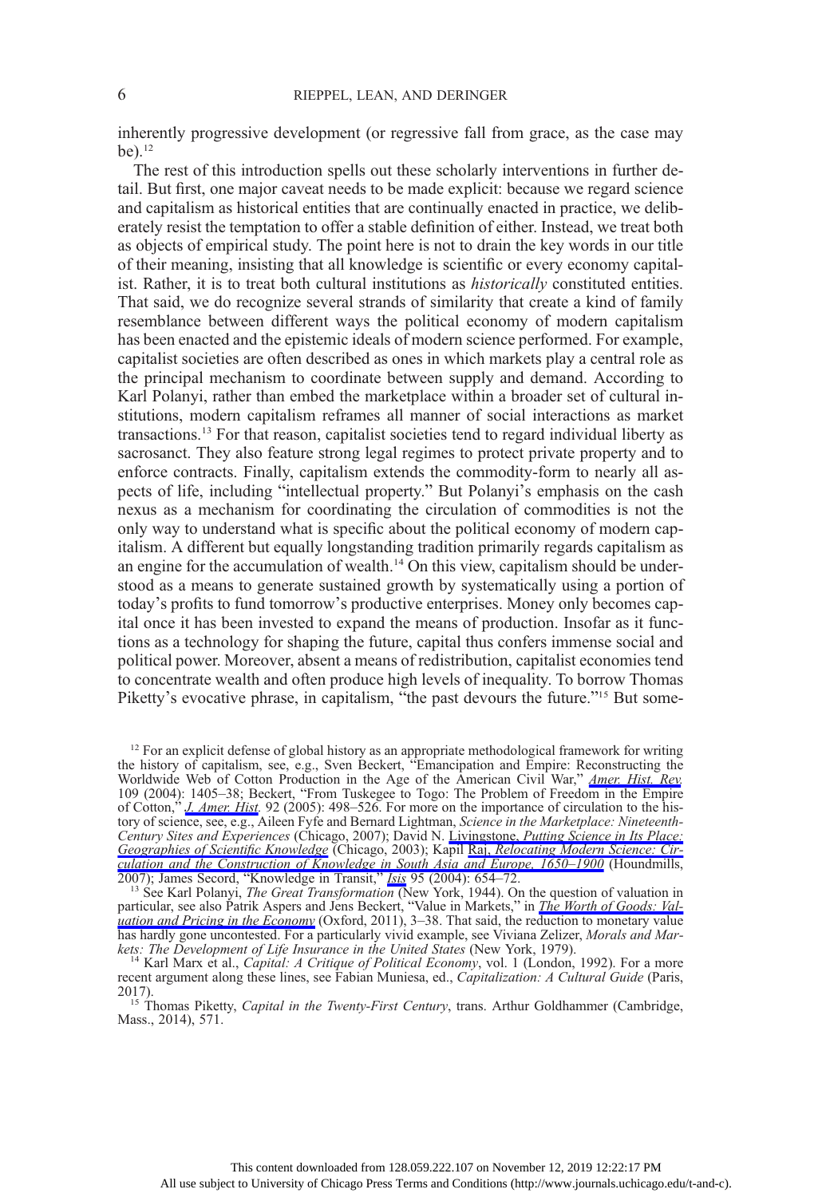inherently progressive development (or regressive fall from grace, as the case may be).[12]

The rest of this introduction spells out these scholarly interventions in further detail. But first, one major caveat needs to be made explicit: because we regard science and capitalism as historical entities that are continually enacted in practice, we deliberately resist the temptation to offer a stable definition of either. Instead, we treat both as objects of empirical study. The point here is not to drain the key words in our title of their meaning, insisting that all knowledge is scientific or every economy capitalist. Rather, it is to treat both cultural institutions as *historically* constituted entities. That said, we do recognize several strands of similarity that create a kind of family resemblance between different ways the political economy of modern capitalism has been enacted and the epistemic ideals of modern science performed. For example, capitalist societies are often described as ones in which markets play a central role as the principal mechanism to coordinate between supply and demand. According to Karl Polanyi, rather than embed the marketplace within a broader set of cultural institutions, modern capitalism reframes all manner of social interactions as market transactions.[13] For that reason, capitalist societies tend to regard individual liberty as sacrosanct. They also feature strong legal regimes to protect private property and to enforce contracts. Finally, capitalism extends the commodity-form to nearly all aspects of life, including "intellectual property." But Polanyi's emphasis on the cash nexus as a mechanism for coordinating the circulation of commodities is not the only way to understand what is specific about the political economy of modern capitalism. A different but equally longstanding tradition primarily regards capitalism as an engine for the accumulation of wealth.[14] On this view, capitalism should be understood as a means to generate sustained growth by systematically using a portion of today's profits to fund tomorrow's productive enterprises. Money only becomes capital once it has been invested to expand the means of production. Insofar as it functions as a technology for shaping the future, capital thus confers immense social and political power. Moreover, absent a means of redistribution, capitalist economies tend to concentrate wealth and often produce high levels of inequality. To borrow Thomas Piketty's evocative phrase, in capitalism, "the past devours the future."[15] But some-

[12] For an explicit defense of global history as an appropriate methodological framework for writing the history of capitalism, see, e.g., Sven Beckert, "Emancipation and Empire: Reconstructing the Worldwide Web of Cotton Production in the Age of the American Civil War," *Amer. Hist. Rev.* 109 (2004): 1405–38; Beckert, "From Tuskegee to Togo: The Problem of Freedom in the Empire of Cotton," *J. Amer. Hist.* 92 (2005): 498–526. For more on the importance of circulation to the history of science, see, e.g., Aileen Fyfe and Bernard Lightman, *Science in the Marketplace: Nineteenth-Century Sites and Experiences* (Chicago, 2007); David N. Livingstone, *Putting Science in Its Place: Geographies of Scientific Knowledge* (Chicago, 2003); Kapil Raj, *Relocating Modern Science: Circulation and the Construction of Knowledge in South Asia and Europe, 1650–1900* (Houndmills, 2007); James Secord, "Knowledge in Transit," *Isis* 95 (2004): 654–72.

[13] See Karl Polanyi, *The Great Transformation* (New York, 1944). On the question of valuation in particular, see also Patrik Aspers and Jens Beckert, "Value in Markets," in *The Worth of Goods: Valuation and Pricing in the Economy* (Oxford, 2011), 3–38. That said, the reduction to monetary value has hardly gone uncontested. For a particularly vivid example, see Viviana Zelizer, *Morals and Markets: The Development of Life Insurance in the United States* (New York, 1979).

[14] Karl Marx et al., *Capital: A Critique of Political Economy*, vol. 1 (London, 1992). For a more recent argument along these lines, see Fabian Muniesa, ed., *Capitalization: A Cultural Guide* (Paris, 2017).

[15] Thomas Piketty, *Capital in the Twenty-First Century*, trans. Arthur Goldhammer (Cambridge, Mass., 2014), 571.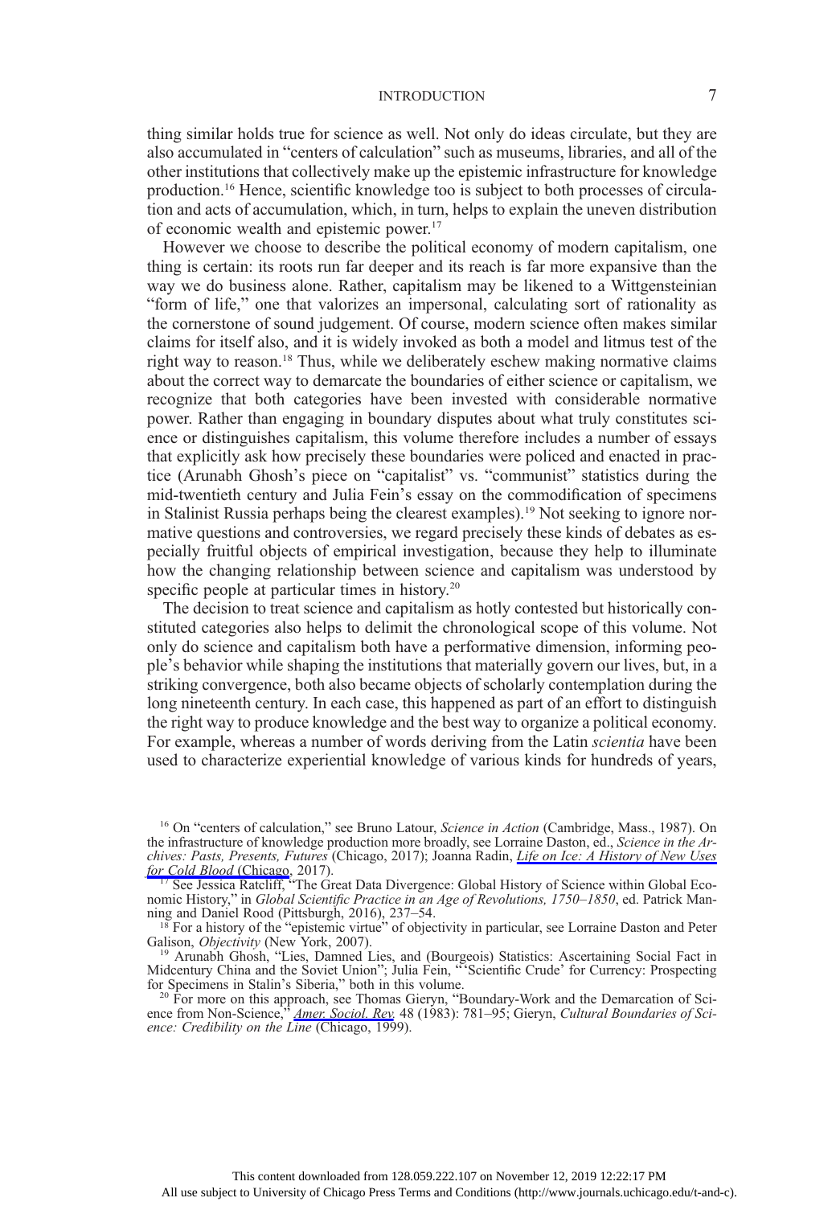thing similar holds true for science as well. Not only do ideas circulate, but they are also accumulated in "centers of calculation" such as museums, libraries, and all of the other institutions that collectively make up the epistemic infrastructure for knowledge production.[16] Hence, scientific knowledge too is subject to both processes of circulation and acts of accumulation, which, in turn, helps to explain the uneven distribution of economic wealth and epistemic power.[17]

However we choose to describe the political economy of modern capitalism, one thing is certain: its roots run far deeper and its reach is far more expansive than the way we do business alone. Rather, capitalism may be likened to a Wittgensteinian "form of life," one that valorizes an impersonal, calculating sort of rationality as the cornerstone of sound judgement. Of course, modern science often makes similar claims for itself also, and it is widely invoked as both a model and litmus test of the right way to reason.[18] Thus, while we deliberately eschew making normative claims about the correct way to demarcate the boundaries of either science or capitalism, we recognize that both categories have been invested with considerable normative power. Rather than engaging in boundary disputes about what truly constitutes science or distinguishes capitalism, this volume therefore includes a number of essays that explicitly ask how precisely these boundaries were policed and enacted in practice (Arunabh Ghosh's piece on "capitalist" vs. "communist" statistics during the mid-twentieth century and Julia Fein's essay on the commodification of specimens in Stalinist Russia perhaps being the clearest examples).[19] Not seeking to ignore normative questions and controversies, we regard precisely these kinds of debates as especially fruitful objects of empirical investigation, because they help to illuminate how the changing relationship between science and capitalism was understood by specific people at particular times in history.[20]

The decision to treat science and capitalism as hotly contested but historically constituted categories also helps to delimit the chronological scope of this volume. Not only do science and capitalism both have a performative dimension, informing people's behavior while shaping the institutions that materially govern our lives, but, in a striking convergence, both also became objects of scholarly contemplation during the long nineteenth century. In each case, this happened as part of an effort to distinguish the right way to produce knowledge and the best way to organize a political economy. For example, whereas a number of words deriving from the Latin *scientia* have been used to characterize experiential knowledge of various kinds for hundreds of years,

---

[16] On "centers of calculation," see Bruno Latour, *Science in Action* (Cambridge, Mass., 1987). On the infrastructure of knowledge production more broadly, see Lorraine Daston, ed., *Science in the Archives: Pasts, Presents, Futures* (Chicago, 2017); Joanna Radin, *Life on Ice: A History of New Uses for Cold Blood* (Chicago, 2017).

[17] See Jessica Ratcliff, "The Great Data Divergence: Global History of Science within Global Economic History," in *Global Scientific Practice in an Age of Revolutions, 1750–1850*, ed. Patrick Manning and Daniel Rood (Pittsburgh, 2016), 237–54.

[18] For a history of the "epistemic virtue" of objectivity in particular, see Lorraine Daston and Peter Galison, *Objectivity* (New York, 2007).

[19] Arunabh Ghosh, "Lies, Damned Lies, and (Bourgeois) Statistics: Ascertaining Social Fact in Midcentury China and the Soviet Union"; Julia Fein, "'Scientific Crude' for Currency: Prospecting for Specimens in Stalin's Siberia," both in this volume.

[20] For more on this approach, see Thomas Gieryn, "Boundary-Work and the Demarcation of Science from Non-Science," *Amer. Sociol. Rev.* 48 (1983): 781–95; Gieryn, *Cultural Boundaries of Science: Credibility on the Line* (Chicago, 1999).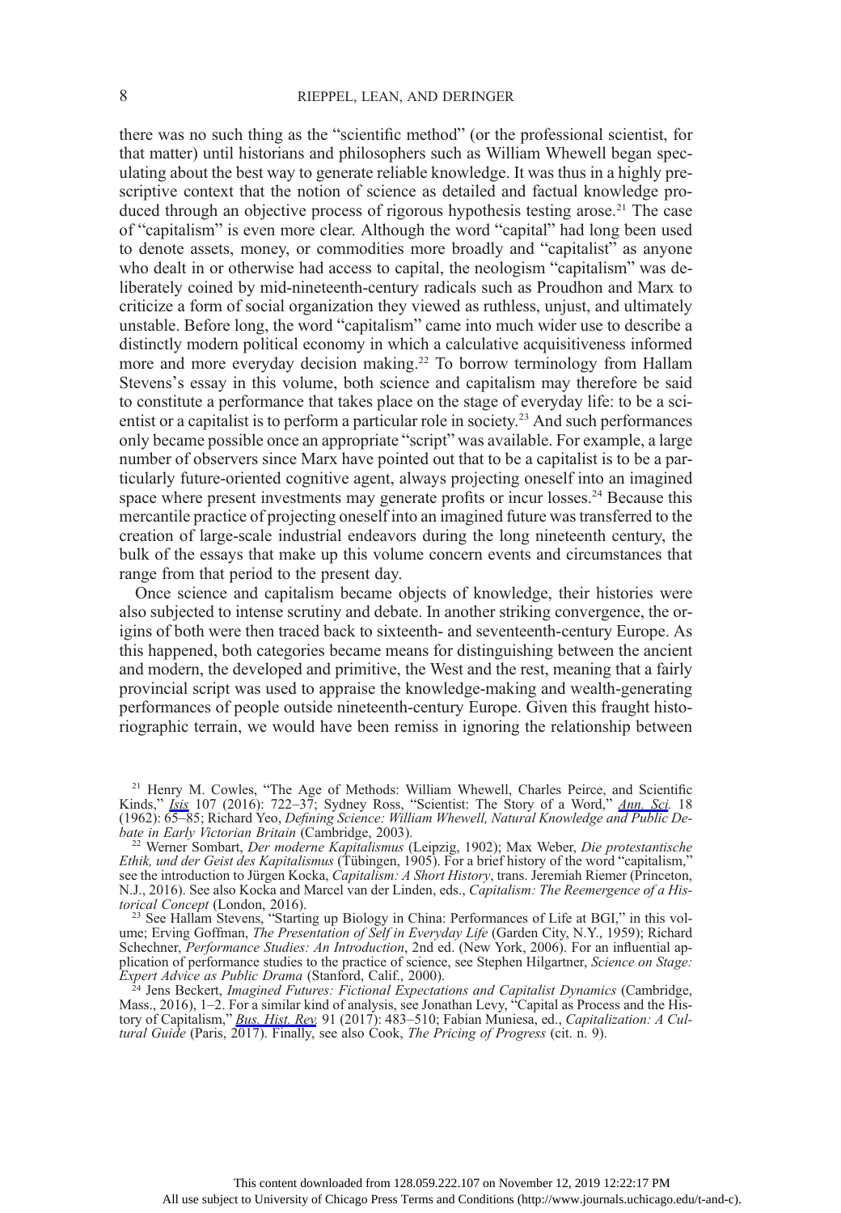there was no such thing as the "scientific method" (or the professional scientist, for that matter) until historians and philosophers such as William Whewell began speculating about the best way to generate reliable knowledge. It was thus in a highly prescriptive context that the notion of science as detailed and factual knowledge produced through an objective process of rigorous hypothesis testing arose.[21] The case of "capitalism" is even more clear. Although the word "capital" had long been used to denote assets, money, or commodities more broadly and "capitalist" as anyone who dealt in or otherwise had access to capital, the neologism "capitalism" was deliberately coined by mid-nineteenth-century radicals such as Proudhon and Marx to criticize a form of social organization they viewed as ruthless, unjust, and ultimately unstable. Before long, the word "capitalism" came into much wider use to describe a distinctly modern political economy in which a calculative acquisitiveness informed more and more everyday decision making.[22] To borrow terminology from Hallam Stevens's essay in this volume, both science and capitalism may therefore be said to constitute a performance that takes place on the stage of everyday life: to be a scientist or a capitalist is to perform a particular role in society.[23] And such performances only became possible once an appropriate "script" was available. For example, a large number of observers since Marx have pointed out that to be a capitalist is to be a particularly future-oriented cognitive agent, always projecting oneself into an imagined space where present investments may generate profits or incur losses.[24] Because this mercantile practice of projecting oneself into an imagined future was transferred to the creation of large-scale industrial endeavors during the long nineteenth century, the bulk of the essays that make up this volume concern events and circumstances that range from that period to the present day.

Once science and capitalism became objects of knowledge, their histories were also subjected to intense scrutiny and debate. In another striking convergence, the origins of both were then traced back to sixteenth- and seventeenth-century Europe. As this happened, both categories became means for distinguishing between the ancient and modern, the developed and primitive, the West and the rest, meaning that a fairly provincial script was used to appraise the knowledge-making and wealth-generating performances of people outside nineteenth-century Europe. Given this fraught historiographic terrain, we would have been remiss in ignoring the relationship between

[21] Henry M. Cowles, "The Age of Methods: William Whewell, Charles Peirce, and Scientific Kinds," *Isis* 107 (2016): 722–37; Sydney Ross, "Scientist: The Story of a Word," *Ann. Sci.* 18 (1962): 65–85; Richard Yeo, *Defining Science: William Whewell, Natural Knowledge and Public Debate in Early Victorian Britain* (Cambridge, 2003).

[22] Werner Sombart, *Der moderne Kapitalismus* (Leipzig, 1902); Max Weber, *Die protestantische Ethik, und der Geist des Kapitalismus* (Tübingen, 1905). For a brief history of the word "capitalism," see the introduction to Jürgen Kocka, *Capitalism: A Short History*, trans. Jeremiah Riemer (Princeton, N.J., 2016). See also Kocka and Marcel van der Linden, eds., *Capitalism: The Reemergence of a Historical Concept* (London, 2016).

[23] See Hallam Stevens, "Starting up Biology in China: Performances of Life at BGI," in this volume; Erving Goffman, *The Presentation of Self in Everyday Life* (Garden City, N.Y., 1959); Richard Schechner, *Performance Studies: An Introduction*, 2nd ed. (New York, 2006). For an influential application of performance studies to the practice of science, see Stephen Hilgartner, *Science on Stage: Expert Advice as Public Drama* (Stanford, Calif., 2000).

[24] Jens Beckert, *Imagined Futures: Fictional Expectations and Capitalist Dynamics* (Cambridge, Mass., 2016), 1–2. For a similar kind of analysis, see Jonathan Levy, "Capital as Process and the History of Capitalism," *Bus. Hist. Rev.* 91 (2017): 483–510; Fabian Muniesa, ed., *Capitalization: A Cultural Guide* (Paris, 2017). Finally, see also Cook, *The Pricing of Progress* (cit. n. 9).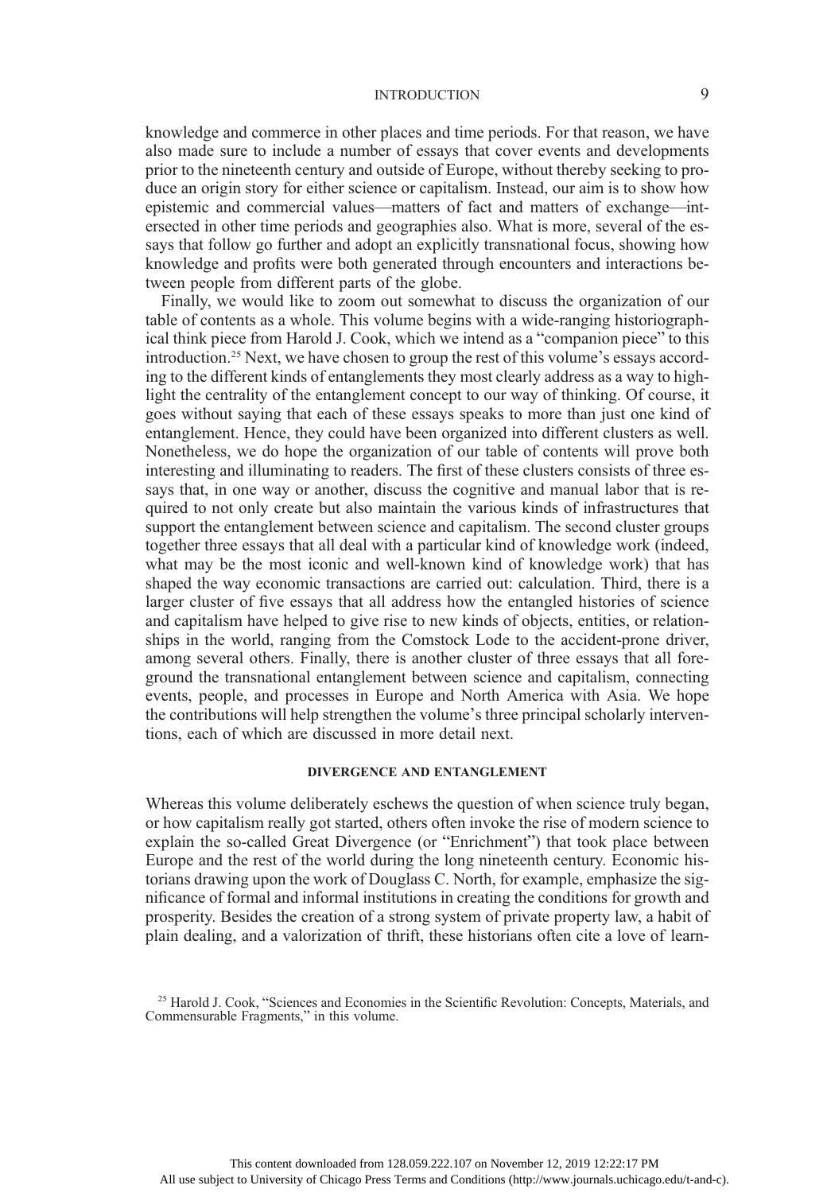knowledge and commerce in other places and time periods. For that reason, we have also made sure to include a number of essays that cover events and developments prior to the nineteenth century and outside of Europe, without thereby seeking to produce an origin story for either science or capitalism. Instead, our aim is to show how epistemic and commercial values—matters of fact and matters of exchange—intersected in other time periods and geographies also. What is more, several of the essays that follow go further and adopt an explicitly transnational focus, showing how knowledge and profits were both generated through encounters and interactions between people from different parts of the globe.

Finally, we would like to zoom out somewhat to discuss the organization of our table of contents as a whole. This volume begins with a wide-ranging historiographical think piece from Harold J. Cook, which we intend as a "companion piece" to this introduction.[25] Next, we have chosen to group the rest of this volume's essays according to the different kinds of entanglements they most clearly address as a way to highlight the centrality of the entanglement concept to our way of thinking. Of course, it goes without saying that each of these essays speaks to more than just one kind of entanglement. Hence, they could have been organized into different clusters as well. Nonetheless, we do hope the organization of our table of contents will prove both interesting and illuminating to readers. The first of these clusters consists of three essays that, in one way or another, discuss the cognitive and manual labor that is required to not only create but also maintain the various kinds of infrastructures that support the entanglement between science and capitalism. The second cluster groups together three essays that all deal with a particular kind of knowledge work (indeed, what may be the most iconic and well-known kind of knowledge work) that has shaped the way economic transactions are carried out: calculation. Third, there is a larger cluster of five essays that all address how the entangled histories of science and capitalism have helped to give rise to new kinds of objects, entities, or relationships in the world, ranging from the Comstock Lode to the accident-prone driver, among several others. Finally, there is another cluster of three essays that all foreground the transnational entanglement between science and capitalism, connecting events, people, and processes in Europe and North America with Asia. We hope the contributions will help strengthen the volume's three principal scholarly interventions, each of which are discussed in more detail next.

## DIVERGENCE AND ENTANGLEMENT

Whereas this volume deliberately eschews the question of when science truly began, or how capitalism really got started, others often invoke the rise of modern science to explain the so-called Great Divergence (or "Enrichment") that took place between Europe and the rest of the world during the long nineteenth century. Economic historians drawing upon the work of Douglass C. North, for example, emphasize the significance of formal and informal institutions in creating the conditions for growth and prosperity. Besides the creation of a strong system of private property law, a habit of plain dealing, and a valorization of thrift, these historians often cite a love of learn-

[25] Harold J. Cook, "Sciences and Economies in the Scientific Revolution: Concepts, Materials, and Commensurable Fragments," in this volume.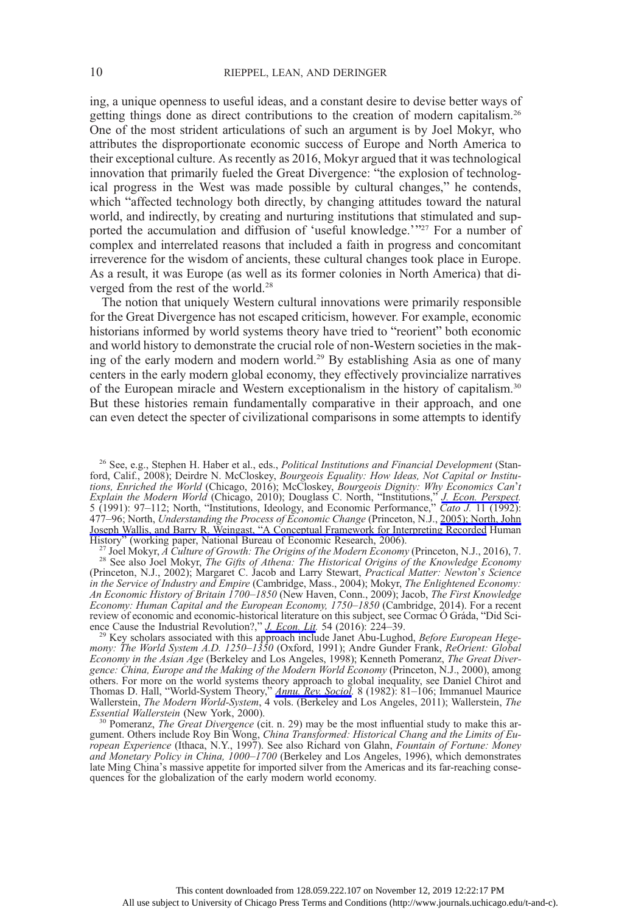ing, a unique openness to useful ideas, and a constant desire to devise better ways of getting things done as direct contributions to the creation of modern capitalism.[26] One of the most strident articulations of such an argument is by Joel Mokyr, who attributes the disproportionate economic success of Europe and North America to their exceptional culture. As recently as 2016, Mokyr argued that it was technological innovation that primarily fueled the Great Divergence: "the explosion of technological progress in the West was made possible by cultural changes," he contends, which "affected technology both directly, by changing attitudes toward the natural world, and indirectly, by creating and nurturing institutions that stimulated and supported the accumulation and diffusion of 'useful knowledge.'"[27] For a number of complex and interrelated reasons that included a faith in progress and concomitant irreverence for the wisdom of ancients, these cultural changes took place in Europe. As a result, it was Europe (as well as its former colonies in North America) that diverged from the rest of the world.[28]

The notion that uniquely Western cultural innovations were primarily responsible for the Great Divergence has not escaped criticism, however. For example, economic historians informed by world systems theory have tried to "reorient" both economic and world history to demonstrate the crucial role of non-Western societies in the making of the early modern and modern world.[29] By establishing Asia as one of many centers in the early modern global economy, they effectively provincialize narratives of the European miracle and Western exceptionalism in the history of capitalism.[30] But these histories remain fundamentally comparative in their approach, and one can even detect the specter of civilizational comparisons in some attempts to identify

[26] See, e.g., Stephen H. Haber et al., eds., *Political Institutions and Financial Development* (Stanford, Calif., 2008); Deirdre N. McCloskey, *Bourgeois Equality: How Ideas, Not Capital or Institutions, Enriched the World* (Chicago, 2016); McCloskey, *Bourgeois Dignity: Why Economics Can't Explain the Modern World* (Chicago, 2010); Douglass C. North, "Institutions," *J. Econ. Perspect.* 5 (1991): 97–112; North, "Institutions, Ideology, and Economic Performance," *Cato J.* 11 (1992): 477–96; North, *Understanding the Process of Economic Change* (Princeton, N.J., 2005); North, John Joseph Wallis, and Barry R. Weingast, "A Conceptual Framework for Interpreting Recorded Human History" (working paper, National Bureau of Economic Research, 2006).

[27] Joel Mokyr, *A Culture of Growth: The Origins of the Modern Economy* (Princeton, N.J., 2016), 7.

[28] See also Joel Mokyr, *The Gifts of Athena: The Historical Origins of the Knowledge Economy* (Princeton, N.J., 2002); Margaret C. Jacob and Larry Stewart, *Practical Matter: Newton's Science in the Service of Industry and Empire* (Cambridge, Mass., 2004); Mokyr, *The Enlightened Economy: An Economic History of Britain 1700–1850* (New Haven, Conn., 2009); Jacob, *The First Knowledge Economy: Human Capital and the European Economy, 1750–1850* (Cambridge, 2014). For a recent review of economic and economic-historical literature on this subject, see Cormac Ó Gráda, "Did Science Cause the Industrial Revolution?," *J. Econ. Lit.* 54 (2016): 224–39.

[29] Key scholars associated with this approach include Janet Abu-Lughod, *Before European Hegemony: The World System A.D. 1250–1350* (Oxford, 1991); Andre Gunder Frank, *ReOrient: Global Economy in the Asian Age* (Berkeley and Los Angeles, 1998); Kenneth Pomeranz, *The Great Divergence: China, Europe and the Making of the Modern World Economy* (Princeton, N.J., 2000), among others. For more on the world systems theory approach to global inequality, see Daniel Chirot and Thomas D. Hall, "World-System Theory," *Annu. Rev. Sociol.* 8 (1982): 81–106; Immanuel Maurice Wallerstein, *The Modern World-System*, 4 vols. (Berkeley and Los Angeles, 2011); Wallerstein, *The Essential Wallerstein* (New York, 2000).

[30] Pomeranz, *The Great Divergence* (cit. n. 29) may be the most influential study to make this argument. Others include Roy Bin Wong, *China Transformed: Historical Chang and the Limits of European Experience* (Ithaca, N.Y., 1997). See also Richard von Glahn, *Fountain of Fortune: Money and Monetary Policy in China, 1000–1700* (Berkeley and Los Angeles, 1996), which demonstrates late Ming China's massive appetite for imported silver from the Americas and its far-reaching consequences for the globalization of the early modern world economy.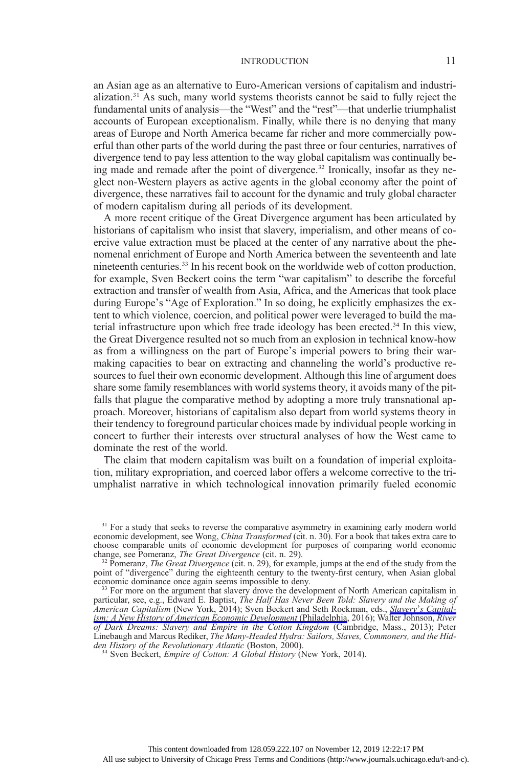an Asian age as an alternative to Euro-American versions of capitalism and industrialization.[31] As such, many world systems theorists cannot be said to fully reject the fundamental units of analysis—the "West" and the "rest"—that underlie triumphalist accounts of European exceptionalism. Finally, while there is no denying that many areas of Europe and North America became far richer and more commercially powerful than other parts of the world during the past three or four centuries, narratives of divergence tend to pay less attention to the way global capitalism was continually being made and remade after the point of divergence.[32] Ironically, insofar as they neglect non-Western players as active agents in the global economy after the point of divergence, these narratives fail to account for the dynamic and truly global character of modern capitalism during all periods of its development.

A more recent critique of the Great Divergence argument has been articulated by historians of capitalism who insist that slavery, imperialism, and other means of coercive value extraction must be placed at the center of any narrative about the phenomenal enrichment of Europe and North America between the seventeenth and late nineteenth centuries.[33] In his recent book on the worldwide web of cotton production, for example, Sven Beckert coins the term "war capitalism" to describe the forceful extraction and transfer of wealth from Asia, Africa, and the Americas that took place during Europe's "Age of Exploration." In so doing, he explicitly emphasizes the extent to which violence, coercion, and political power were leveraged to build the material infrastructure upon which free trade ideology has been erected.[34] In this view, the Great Divergence resulted not so much from an explosion in technical know-how as from a willingness on the part of Europe's imperial powers to bring their war-making capacities to bear on extracting and channeling the world's productive resources to fuel their own economic development. Although this line of argument does share some family resemblances with world systems theory, it avoids many of the pitfalls that plague the comparative method by adopting a more truly transnational approach. Moreover, historians of capitalism also depart from world systems theory in their tendency to foreground particular choices made by individual people working in concert to further their interests over structural analyses of how the West came to dominate the rest of the world.

The claim that modern capitalism was built on a foundation of imperial exploitation, military expropriation, and coerced labor offers a welcome corrective to the triumphalist narrative in which technological innovation primarily fueled economic

[31] For a study that seeks to reverse the comparative asymmetry in examining early modern world economic development, see Wong, *China Transformed* (cit. n. 30). For a book that takes extra care to choose comparable units of economic development for purposes of comparing world economic change, see Pomeranz, *The Great Divergence* (cit. n. 29).

[32] Pomeranz, *The Great Divergence* (cit. n. 29), for example, jumps at the end of the study from the point of "divergence" during the eighteenth century to the twenty-first century, when Asian global economic dominance once again seems impossible to deny.

[33] For more on the argument that slavery drove the development of North American capitalism in particular, see, e.g., Edward E. Baptist, *The Half Has Never Been Told: Slavery and the Making of American Capitalism* (New York, 2014); Sven Beckert and Seth Rockman, eds., *Slavery's Capitalism: A New History of American Economic Development* (Philadelphia, 2016); Walter Johnson, *River of Dark Dreams: Slavery and Empire in the Cotton Kingdom* (Cambridge, Mass., 2013); Peter Linebaugh and Marcus Rediker, *The Many-Headed Hydra: Sailors, Slaves, Commoners, and the Hidden History of the Revolutionary Atlantic* (Boston, 2000).

[34] Sven Beckert, *Empire of Cotton: A Global History* (New York, 2014).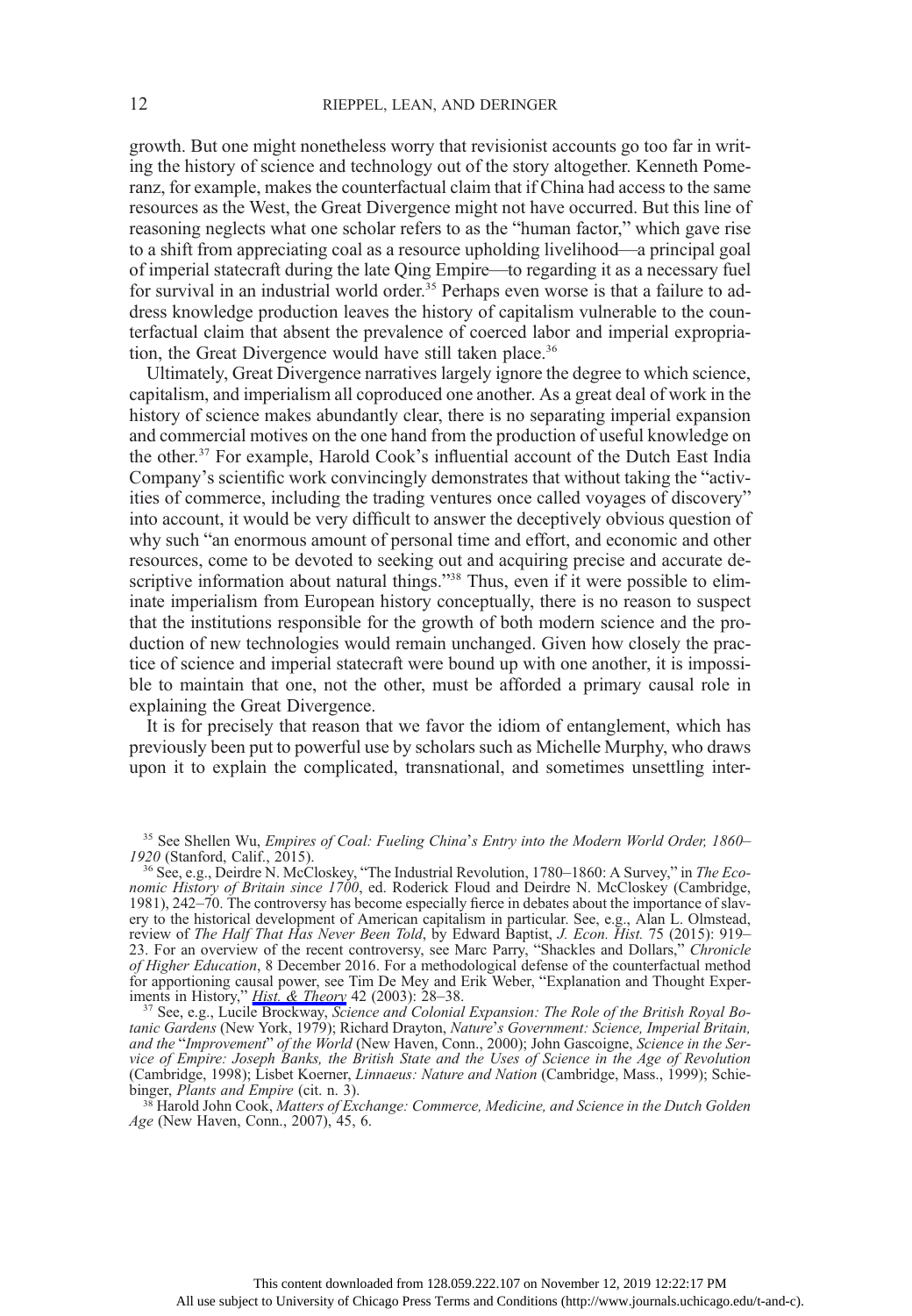growth. But one might nonetheless worry that revisionist accounts go too far in writing the history of science and technology out of the story altogether. Kenneth Pomeranz, for example, makes the counterfactual claim that if China had access to the same resources as the West, the Great Divergence might not have occurred. But this line of reasoning neglects what one scholar refers to as the "human factor," which gave rise to a shift from appreciating coal as a resource upholding livelihood—a principal goal of imperial statecraft during the late Qing Empire—to regarding it as a necessary fuel for survival in an industrial world order.[35] Perhaps even worse is that a failure to address knowledge production leaves the history of capitalism vulnerable to the counterfactual claim that absent the prevalence of coerced labor and imperial expropriation, the Great Divergence would have still taken place.[36]

Ultimately, Great Divergence narratives largely ignore the degree to which science, capitalism, and imperialism all coproduced one another. As a great deal of work in the history of science makes abundantly clear, there is no separating imperial expansion and commercial motives on the one hand from the production of useful knowledge on the other.[37] For example, Harold Cook's influential account of the Dutch East India Company's scientific work convincingly demonstrates that without taking the "activities of commerce, including the trading ventures once called voyages of discovery" into account, it would be very difficult to answer the deceptively obvious question of why such "an enormous amount of personal time and effort, and economic and other resources, come to be devoted to seeking out and acquiring precise and accurate descriptive information about natural things."[38] Thus, even if it were possible to eliminate imperialism from European history conceptually, there is no reason to suspect that the institutions responsible for the growth of both modern science and the production of new technologies would remain unchanged. Given how closely the practice of science and imperial statecraft were bound up with one another, it is impossible to maintain that one, not the other, must be afforded a primary causal role in explaining the Great Divergence.

It is for precisely that reason that we favor the idiom of entanglement, which has previously been put to powerful use by scholars such as Michelle Murphy, who draws upon it to explain the complicated, transnational, and sometimes unsettling inter-

[35] See Shellen Wu, *Empires of Coal: Fueling China's Entry into the Modern World Order, 1860–1920* (Stanford, Calif., 2015).

[36] See, e.g., Deirdre N. McCloskey, "The Industrial Revolution, 1780–1860: A Survey," in *The Economic History of Britain since 1700*, ed. Roderick Floud and Deirdre N. McCloskey (Cambridge, 1981), 242–70. The controversy has become especially fierce in debates about the importance of slavery to the historical development of American capitalism in particular. See, e.g., Alan L. Olmstead, review of *The Half That Has Never Been Told*, by Edward Baptist, *J. Econ. Hist.* 75 (2015): 919–23. For an overview of the recent controversy, see Marc Parry, "Shackles and Dollars," *Chronicle of Higher Education*, 8 December 2016. For a methodological defense of the counterfactual method for apportioning causal power, see Tim De Mey and Erik Weber, "Explanation and Thought Experiments in History," *Hist. & Theory* 42 (2003): 28–38.

[37] See, e.g., Lucile Brockway, *Science and Colonial Expansion: The Role of the British Royal Botanic Gardens* (New York, 1979); Richard Drayton, *Nature's Government: Science, Imperial Britain, and the "Improvement" of the World* (New Haven, Conn., 2000); John Gascoigne, *Science in the Service of Empire: Joseph Banks, the British State and the Uses of Science in the Age of Revolution* (Cambridge, 1998); Lisbet Koerner, *Linnaeus: Nature and Nation* (Cambridge, Mass., 1999); Schiebinger, *Plants and Empire* (cit. n. 3).

[38] Harold John Cook, *Matters of Exchange: Commerce, Medicine, and Science in the Dutch Golden Age* (New Haven, Conn., 2007), 45, 6.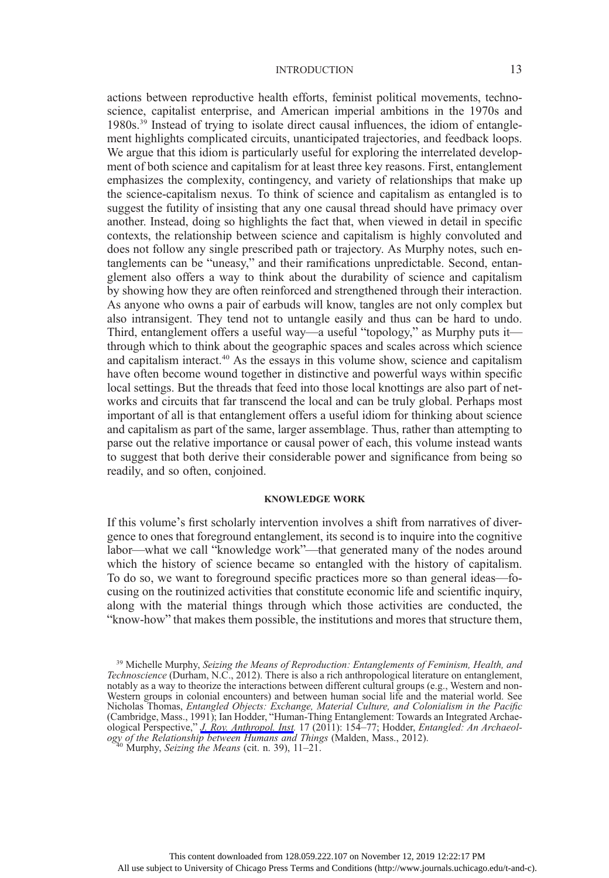actions between reproductive health efforts, feminist political movements, technoscience, capitalist enterprise, and American imperial ambitions in the 1970s and 1980s.[39] Instead of trying to isolate direct causal influences, the idiom of entanglement highlights complicated circuits, unanticipated trajectories, and feedback loops. We argue that this idiom is particularly useful for exploring the interrelated development of both science and capitalism for at least three key reasons. First, entanglement emphasizes the complexity, contingency, and variety of relationships that make up the science-capitalism nexus. To think of science and capitalism as entangled is to suggest the futility of insisting that any one causal thread should have primacy over another. Instead, doing so highlights the fact that, when viewed in detail in specific contexts, the relationship between science and capitalism is highly convoluted and does not follow any single prescribed path or trajectory. As Murphy notes, such entanglements can be "uneasy," and their ramifications unpredictable. Second, entanglement also offers a way to think about the durability of science and capitalism by showing how they are often reinforced and strengthened through their interaction. As anyone who owns a pair of earbuds will know, tangles are not only complex but also intransigent. They tend not to untangle easily and thus can be hard to undo. Third, entanglement offers a useful way—a useful "topology," as Murphy puts it—through which to think about the geographic spaces and scales across which science and capitalism interact.[40] As the essays in this volume show, science and capitalism have often become wound together in distinctive and powerful ways within specific local settings. But the threads that feed into those local knottings are also part of networks and circuits that far transcend the local and can be truly global. Perhaps most important of all is that entanglement offers a useful idiom for thinking about science and capitalism as part of the same, larger assemblage. Thus, rather than attempting to parse out the relative importance or causal power of each, this volume instead wants to suggest that both derive their considerable power and significance from being so readily, and so often, conjoined.

## KNOWLEDGE WORK

If this volume's first scholarly intervention involves a shift from narratives of divergence to ones that foreground entanglement, its second is to inquire into the cognitive labor—what we call "knowledge work"—that generated many of the nodes around which the history of science became so entangled with the history of capitalism. To do so, we want to foreground specific practices more so than general ideas—focusing on the routinized activities that constitute economic life and scientific inquiry, along with the material things through which those activities are conducted, the "know-how" that makes them possible, the institutions and mores that structure them,

[39] Michelle Murphy, *Seizing the Means of Reproduction: Entanglements of Feminism, Health, and Technoscience* (Durham, N.C., 2012). There is also a rich anthropological literature on entanglement, notably as a way to theorize the interactions between different cultural groups (e.g., Western and non-Western groups in colonial encounters) and between human social life and the material world. See Nicholas Thomas, *Entangled Objects: Exchange, Material Culture, and Colonialism in the Pacific* (Cambridge, Mass., 1991); Ian Hodder, "Human-Thing Entanglement: Towards an Integrated Archaeological Perspective," *J. Roy. Anthropol. Inst.* 17 (2011): 154–77; Hodder, *Entangled: An Archaeology of the Relationship between Humans and Things* (Malden, Mass., 2012).

[40] Murphy, *Seizing the Means* (cit. n. 39), 11–21.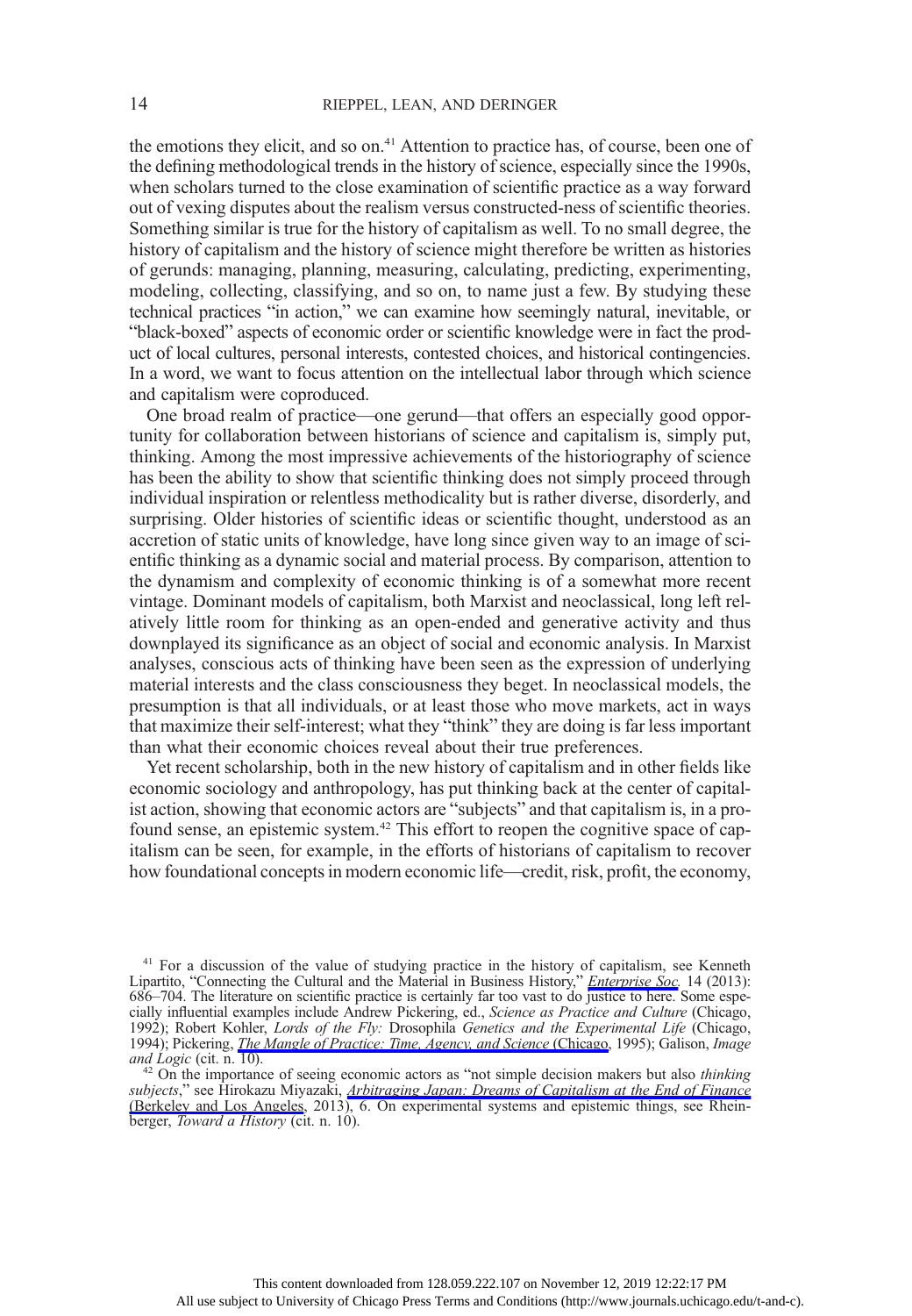the emotions they elicit, and so on.[41] Attention to practice has, of course, been one of the defining methodological trends in the history of science, especially since the 1990s, when scholars turned to the close examination of scientific practice as a way forward out of vexing disputes about the realism versus constructed-ness of scientific theories. Something similar is true for the history of capitalism as well. To no small degree, the history of capitalism and the history of science might therefore be written as histories of gerunds: managing, planning, measuring, calculating, predicting, experimenting, modeling, collecting, classifying, and so on, to name just a few. By studying these technical practices "in action," we can examine how seemingly natural, inevitable, or "black-boxed" aspects of economic order or scientific knowledge were in fact the product of local cultures, personal interests, contested choices, and historical contingencies. In a word, we want to focus attention on the intellectual labor through which science and capitalism were coproduced.

One broad realm of practice—one gerund—that offers an especially good opportunity for collaboration between historians of science and capitalism is, simply put, thinking. Among the most impressive achievements of the historiography of science has been the ability to show that scientific thinking does not simply proceed through individual inspiration or relentless methodicality but is rather diverse, disorderly, and surprising. Older histories of scientific ideas or scientific thought, understood as an accretion of static units of knowledge, have long since given way to an image of scientific thinking as a dynamic social and material process. By comparison, attention to the dynamism and complexity of economic thinking is of a somewhat more recent vintage. Dominant models of capitalism, both Marxist and neoclassical, long left relatively little room for thinking as an open-ended and generative activity and thus downplayed its significance as an object of social and economic analysis. In Marxist analyses, conscious acts of thinking have been seen as the expression of underlying material interests and the class consciousness they beget. In neoclassical models, the presumption is that all individuals, or at least those who move markets, act in ways that maximize their self-interest; what they "think" they are doing is far less important than what their economic choices reveal about their true preferences.

Yet recent scholarship, both in the new history of capitalism and in other fields like economic sociology and anthropology, has put thinking back at the center of capitalist action, showing that economic actors are "subjects" and that capitalism is, in a profound sense, an epistemic system.[42] This effort to reopen the cognitive space of capitalism can be seen, for example, in the efforts of historians of capitalism to recover how foundational concepts in modern economic life—credit, risk, profit, the economy,

---

[41] For a discussion of the value of studying practice in the history of capitalism, see Kenneth Lipartito, "Connecting the Cultural and the Material in Business History," *Enterprise Soc.* 14 (2013): 686–704. The literature on scientific practice is certainly far too vast to do justice to here. Some especially influential examples include Andrew Pickering, ed., *Science as Practice and Culture* (Chicago, 1992); Robert Kohler, *Lords of the Fly:* Drosophila *Genetics and the Experimental Life* (Chicago, 1994); Pickering, *The Mangle of Practice: Time, Agency, and Science* (Chicago, 1995); Galison, *Image and Logic* (cit. n. 10).

[42] On the importance of seeing economic actors as "not simple decision makers but also *thinking subjects*," see Hirokazu Miyazaki, *Arbitraging Japan: Dreams of Capitalism at the End of Finance* (Berkeley and Los Angeles, 2013), 6. On experimental systems and epistemic things, see Rheinberger, *Toward a History* (cit. n. 10).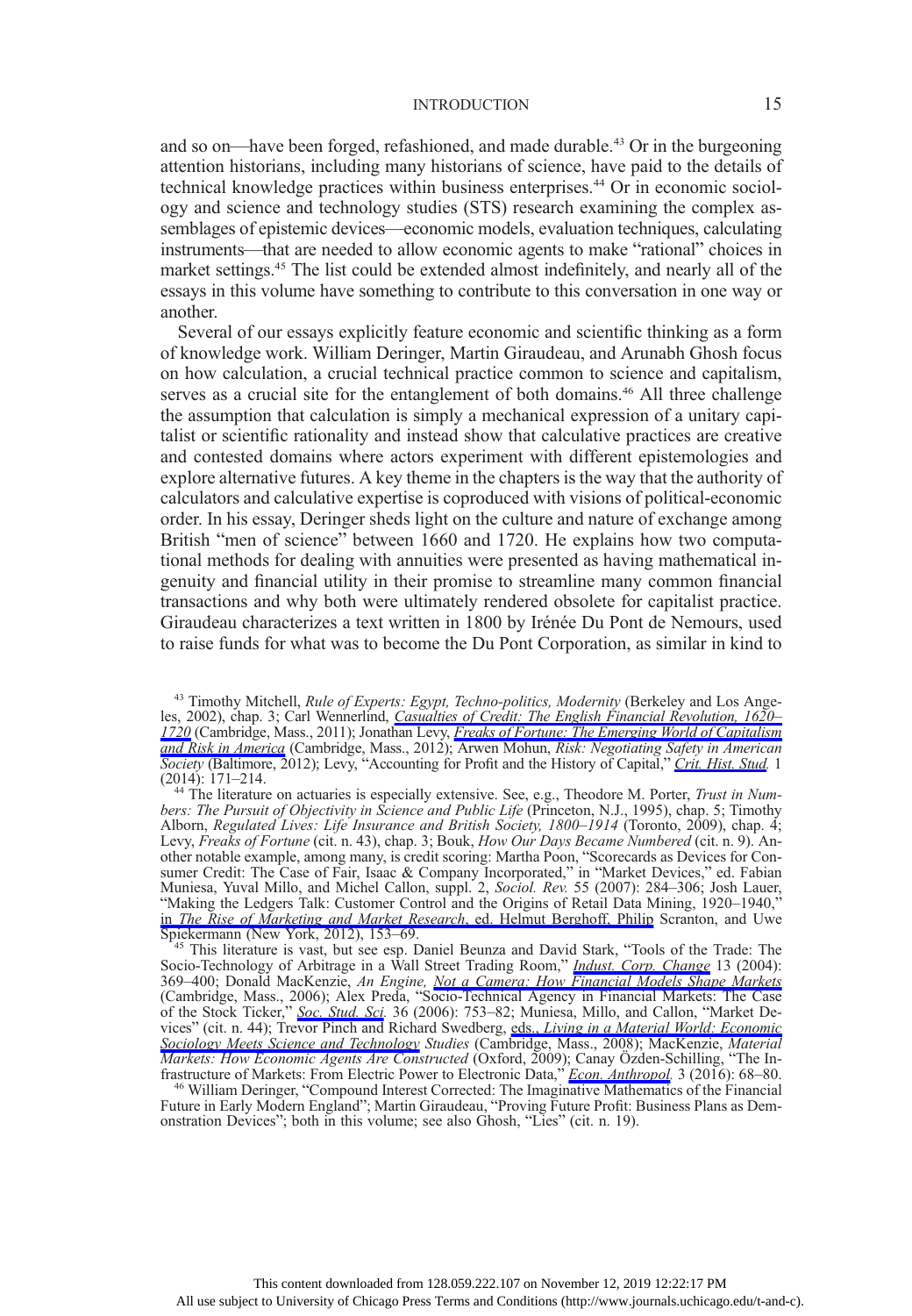and so on—have been forged, refashioned, and made durable.[43] Or in the burgeoning attention historians, including many historians of science, have paid to the details of technical knowledge practices within business enterprises.[44] Or in economic sociology and science and technology studies (STS) research examining the complex assemblages of epistemic devices—economic models, evaluation techniques, calculating instruments—that are needed to allow economic agents to make "rational" choices in market settings.[45] The list could be extended almost indefinitely, and nearly all of the essays in this volume have something to contribute to this conversation in one way or another.

Several of our essays explicitly feature economic and scientific thinking as a form of knowledge work. William Deringer, Martin Giraudeau, and Arunabh Ghosh focus on how calculation, a crucial technical practice common to science and capitalism, serves as a crucial site for the entanglement of both domains.[46] All three challenge the assumption that calculation is simply a mechanical expression of a unitary capitalist or scientific rationality and instead show that calculative practices are creative and contested domains where actors experiment with different epistemologies and explore alternative futures. A key theme in the chapters is the way that the authority of calculators and calculative expertise is coproduced with visions of political-economic order. In his essay, Deringer sheds light on the culture and nature of exchange among British "men of science" between 1660 and 1720. He explains how two computational methods for dealing with annuities were presented as having mathematical ingenuity and financial utility in their promise to streamline many common financial transactions and why both were ultimately rendered obsolete for capitalist practice. Giraudeau characterizes a text written in 1800 by Irénée Du Pont de Nemours, used to raise funds for what was to become the Du Pont Corporation, as similar in kind to

[43] Timothy Mitchell, *Rule of Experts: Egypt, Techno-politics, Modernity* (Berkeley and Los Angeles, 2002), chap. 3; Carl Wennerlind, *Casualties of Credit: The English Financial Revolution, 1620–1720* (Cambridge, Mass., 2011); Jonathan Levy, *Freaks of Fortune: The Emerging World of Capitalism and Risk in America* (Cambridge, Mass., 2012); Arwen Mohun, *Risk: Negotiating Safety in American Society* (Baltimore, 2012); Levy, "Accounting for Profit and the History of Capital," *Crit. Hist. Stud.* 1 (2014): 171–214.

[44] The literature on actuaries is especially extensive. See, e.g., Theodore M. Porter, *Trust in Numbers: The Pursuit of Objectivity in Science and Public Life* (Princeton, N.J., 1995), chap. 5; Timothy Alborn, *Regulated Lives: Life Insurance and British Society, 1800–1914* (Toronto, 2009), chap. 4; Levy, *Freaks of Fortune* (cit. n. 43), chap. 3; Bouk, *How Our Days Became Numbered* (cit. n. 9). Another notable example, among many, is credit scoring: Martha Poon, "Scorecards as Devices for Consumer Credit: The Case of Fair, Isaac & Company Incorporated," in "Market Devices," ed. Fabian Muniesa, Yuval Millo, and Michel Callon, suppl. 2, *Sociol. Rev.* 55 (2007): 284–306; Josh Lauer, "Making the Ledgers Talk: Customer Control and the Origins of Retail Data Mining, 1920–1940," in *The Rise of Marketing and Market Research*, ed. Helmut Berghoff, Philip Scranton, and Uwe Spiekermann (New York, 2012), 153–69.

[45] This literature is vast, but see esp. Daniel Beunza and David Stark, "Tools of the Trade: The Socio-Technology of Arbitrage in a Wall Street Trading Room," *Indust. Corp. Change* 13 (2004): 369–400; Donald MacKenzie, *An Engine, Not a Camera: How Financial Models Shape Markets* (Cambridge, Mass., 2006); Alex Preda, "Socio-Technical Agency in Financial Markets: The Case of the Stock Ticker," *Soc. Stud. Sci.* 36 (2006): 753–82; Muniesa, Millo, and Callon, "Market Devices" (cit. n. 44); Trevor Pinch and Richard Swedberg, eds., *Living in a Material World: Economic Sociology Meets Science and Technology Studies* (Cambridge, Mass., 2008); MacKenzie, *Material Markets: How Economic Agents Are Constructed* (Oxford, 2009); Canay Özden-Schilling, "The Infrastructure of Markets: From Electric Power to Electronic Data," *Econ. Anthropol.* 3 (2016): 68–80.

[46] William Deringer, "Compound Interest Corrected: The Imaginative Mathematics of the Financial Future in Early Modern England"; Martin Giraudeau, "Proving Future Profit: Business Plans as Demonstration Devices"; both in this volume; see also Ghosh, "Lies" (cit. n. 19).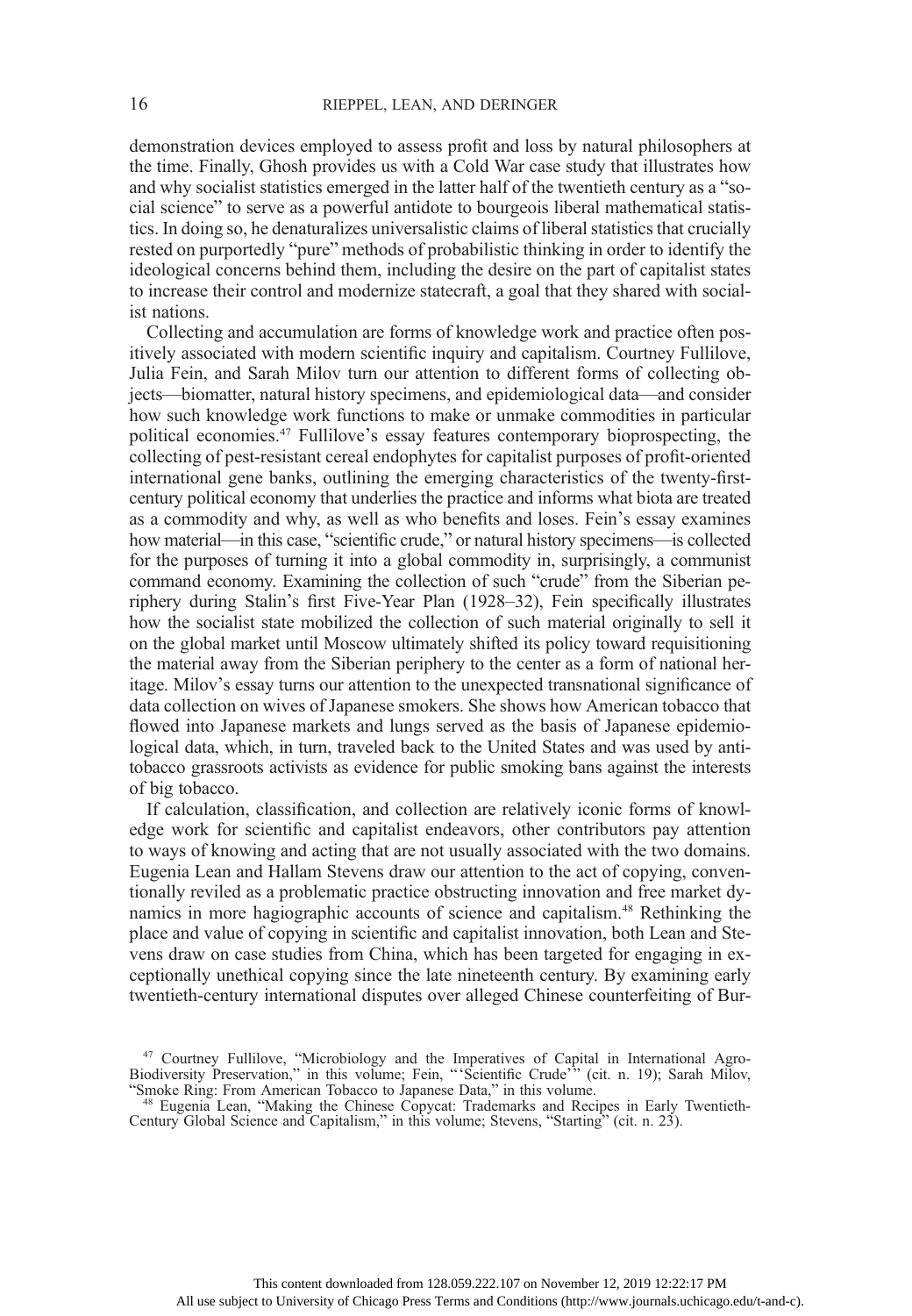demonstration devices employed to assess profit and loss by natural philosophers at the time. Finally, Ghosh provides us with a Cold War case study that illustrates how and why socialist statistics emerged in the latter half of the twentieth century as a "social science" to serve as a powerful antidote to bourgeois liberal mathematical statistics. In doing so, he denaturalizes universalistic claims of liberal statistics that crucially rested on purportedly "pure" methods of probabilistic thinking in order to identify the ideological concerns behind them, including the desire on the part of capitalist states to increase their control and modernize statecraft, a goal that they shared with socialist nations.

Collecting and accumulation are forms of knowledge work and practice often positively associated with modern scientific inquiry and capitalism. Courtney Fullilove, Julia Fein, and Sarah Milov turn our attention to different forms of collecting objects—biomatter, natural history specimens, and epidemiological data—and consider how such knowledge work functions to make or unmake commodities in particular political economies.[47] Fullilove's essay features contemporary bioprospecting, the collecting of pest-resistant cereal endophytes for capitalist purposes of profit-oriented international gene banks, outlining the emerging characteristics of the twenty-first-century political economy that underlies the practice and informs what biota are treated as a commodity and why, as well as who benefits and loses. Fein's essay examines how material—in this case, "scientific crude," or natural history specimens—is collected for the purposes of turning it into a global commodity in, surprisingly, a communist command economy. Examining the collection of such "crude" from the Siberian periphery during Stalin's first Five-Year Plan (1928–32), Fein specifically illustrates how the socialist state mobilized the collection of such material originally to sell it on the global market until Moscow ultimately shifted its policy toward requisitioning the material away from the Siberian periphery to the center as a form of national heritage. Milov's essay turns our attention to the unexpected transnational significance of data collection on wives of Japanese smokers. She shows how American tobacco that flowed into Japanese markets and lungs served as the basis of Japanese epidemiological data, which, in turn, traveled back to the United States and was used by antitobacco grassroots activists as evidence for public smoking bans against the interests of big tobacco.

If calculation, classification, and collection are relatively iconic forms of knowledge work for scientific and capitalist endeavors, other contributors pay attention to ways of knowing and acting that are not usually associated with the two domains. Eugenia Lean and Hallam Stevens draw our attention to the act of copying, conventionally reviled as a problematic practice obstructing innovation and free market dynamics in more hagiographic accounts of science and capitalism.[48] Rethinking the place and value of copying in scientific and capitalist innovation, both Lean and Stevens draw on case studies from China, which has been targeted for engaging in exceptionally unethical copying since the late nineteenth century. By examining early twentieth-century international disputes over alleged Chinese counterfeiting of Bur-

[47] Courtney Fullilove, "Microbiology and the Imperatives of Capital in International Agro-Biodiversity Preservation," in this volume; Fein, "'Scientific Crude'" (cit. n. 19); Sarah Milov, "Smoke Ring: From American Tobacco to Japanese Data," in this volume.

[48] Eugenia Lean, "Making the Chinese Copycat: Trademarks and Recipes in Early Twentieth-Century Global Science and Capitalism," in this volume; Stevens, "Starting" (cit. n. 23).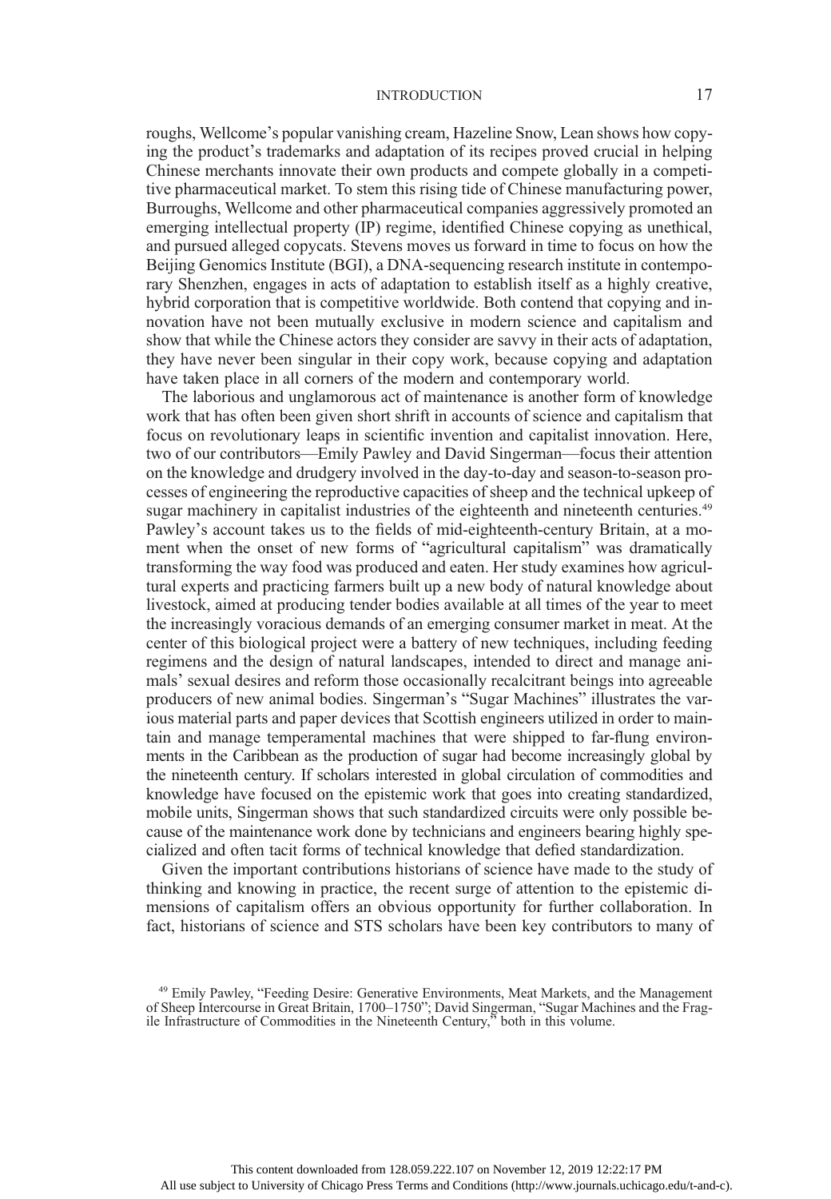roughs, Wellcome's popular vanishing cream, Hazeline Snow, Lean shows how copying the product's trademarks and adaptation of its recipes proved crucial in helping Chinese merchants innovate their own products and compete globally in a competitive pharmaceutical market. To stem this rising tide of Chinese manufacturing power, Burroughs, Wellcome and other pharmaceutical companies aggressively promoted an emerging intellectual property (IP) regime, identified Chinese copying as unethical, and pursued alleged copycats. Stevens moves us forward in time to focus on how the Beijing Genomics Institute (BGI), a DNA-sequencing research institute in contemporary Shenzhen, engages in acts of adaptation to establish itself as a highly creative, hybrid corporation that is competitive worldwide. Both contend that copying and innovation have not been mutually exclusive in modern science and capitalism and show that while the Chinese actors they consider are savvy in their acts of adaptation, they have never been singular in their copy work, because copying and adaptation have taken place in all corners of the modern and contemporary world.

The laborious and unglamorous act of maintenance is another form of knowledge work that has often been given short shrift in accounts of science and capitalism that focus on revolutionary leaps in scientific invention and capitalist innovation. Here, two of our contributors—Emily Pawley and David Singerman—focus their attention on the knowledge and drudgery involved in the day-to-day and season-to-season processes of engineering the reproductive capacities of sheep and the technical upkeep of sugar machinery in capitalist industries of the eighteenth and nineteenth centuries.[49] Pawley's account takes us to the fields of mid-eighteenth-century Britain, at a moment when the onset of new forms of "agricultural capitalism" was dramatically transforming the way food was produced and eaten. Her study examines how agricultural experts and practicing farmers built up a new body of natural knowledge about livestock, aimed at producing tender bodies available at all times of the year to meet the increasingly voracious demands of an emerging consumer market in meat. At the center of this biological project were a battery of new techniques, including feeding regimens and the design of natural landscapes, intended to direct and manage animals' sexual desires and reform those occasionally recalcitrant beings into agreeable producers of new animal bodies. Singerman's "Sugar Machines" illustrates the various material parts and paper devices that Scottish engineers utilized in order to maintain and manage temperamental machines that were shipped to far-flung environments in the Caribbean as the production of sugar had become increasingly global by the nineteenth century. If scholars interested in global circulation of commodities and knowledge have focused on the epistemic work that goes into creating standardized, mobile units, Singerman shows that such standardized circuits were only possible because of the maintenance work done by technicians and engineers bearing highly specialized and often tacit forms of technical knowledge that defied standardization.

Given the important contributions historians of science have made to the study of thinking and knowing in practice, the recent surge of attention to the epistemic dimensions of capitalism offers an obvious opportunity for further collaboration. In fact, historians of science and STS scholars have been key contributors to many of

[49] Emily Pawley, "Feeding Desire: Generative Environments, Meat Markets, and the Management of Sheep Intercourse in Great Britain, 1700–1750"; David Singerman, "Sugar Machines and the Fragile Infrastructure of Commodities in the Nineteenth Century," both in this volume.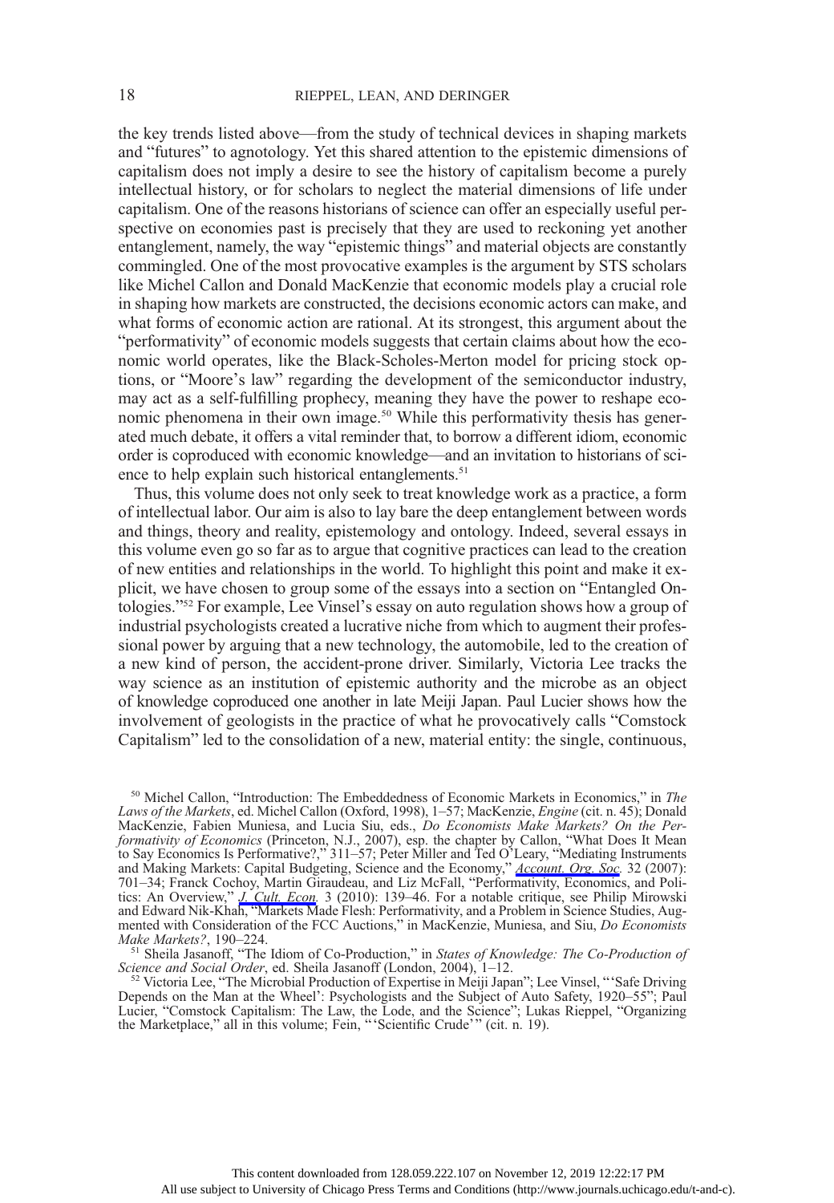the key trends listed above—from the study of technical devices in shaping markets and "futures" to agnotology. Yet this shared attention to the epistemic dimensions of capitalism does not imply a desire to see the history of capitalism become a purely intellectual history, or for scholars to neglect the material dimensions of life under capitalism. One of the reasons historians of science can offer an especially useful perspective on economies past is precisely that they are used to reckoning yet another entanglement, namely, the way "epistemic things" and material objects are constantly commingled. One of the most provocative examples is the argument by STS scholars like Michel Callon and Donald MacKenzie that economic models play a crucial role in shaping how markets are constructed, the decisions economic actors can make, and what forms of economic action are rational. At its strongest, this argument about the "performativity" of economic models suggests that certain claims about how the economic world operates, like the Black-Scholes-Merton model for pricing stock options, or "Moore's law" regarding the development of the semiconductor industry, may act as a self-fulfilling prophecy, meaning they have the power to reshape economic phenomena in their own image.[50] While this performativity thesis has generated much debate, it offers a vital reminder that, to borrow a different idiom, economic order is coproduced with economic knowledge—and an invitation to historians of science to help explain such historical entanglements.[51]

Thus, this volume does not only seek to treat knowledge work as a practice, a form of intellectual labor. Our aim is also to lay bare the deep entanglement between words and things, theory and reality, epistemology and ontology. Indeed, several essays in this volume even go so far as to argue that cognitive practices can lead to the creation of new entities and relationships in the world. To highlight this point and make it explicit, we have chosen to group some of the essays into a section on "Entangled Ontologies."[52] For example, Lee Vinsel's essay on auto regulation shows how a group of industrial psychologists created a lucrative niche from which to augment their professional power by arguing that a new technology, the automobile, led to the creation of a new kind of person, the accident-prone driver. Similarly, Victoria Lee tracks the way science as an institution of epistemic authority and the microbe as an object of knowledge coproduced one another in late Meiji Japan. Paul Lucier shows how the involvement of geologists in the practice of what he provocatively calls "Comstock Capitalism" led to the consolidation of a new, material entity: the single, continuous,

[50] Michel Callon, "Introduction: The Embeddedness of Economic Markets in Economics," in *The Laws of the Markets*, ed. Michel Callon (Oxford, 1998), 1–57; MacKenzie, *Engine* (cit. n. 45); Donald MacKenzie, Fabien Muniesa, and Lucia Siu, eds., *Do Economists Make Markets? On the Performativity of Economics* (Princeton, N.J., 2007), esp. the chapter by Callon, "What Does It Mean to Say Economics Is Performative?," 311–57; Peter Miller and Ted O'Leary, "Mediating Instruments and Making Markets: Capital Budgeting, Science and the Economy," *Account. Org. Soc.* 32 (2007): 701–34; Franck Cochoy, Martin Giraudeau, and Liz McFall, "Performativity, Economics, and Politics: An Overview," *J. Cult. Econ.* 3 (2010): 139–46. For a notable critique, see Philip Mirowski and Edward Nik-Khah, "Markets Made Flesh: Performativity, and a Problem in Science Studies, Augmented with Consideration of the FCC Auctions," in MacKenzie, Muniesa, and Siu, *Do Economists Make Markets?*, 190–224.

[51] Sheila Jasanoff, "The Idiom of Co-Production," in *States of Knowledge: The Co-Production of Science and Social Order*, ed. Sheila Jasanoff (London, 2004), 1–12.

[52] Victoria Lee, "The Microbial Production of Expertise in Meiji Japan"; Lee Vinsel, "'Safe Driving Depends on the Man at the Wheel': Psychologists and the Subject of Auto Safety, 1920–55"; Paul Lucier, "Comstock Capitalism: The Law, the Lode, and the Science"; Lukas Rieppel, "Organizing the Marketplace," all in this volume; Fein, "'Scientific Crude'" (cit. n. 19).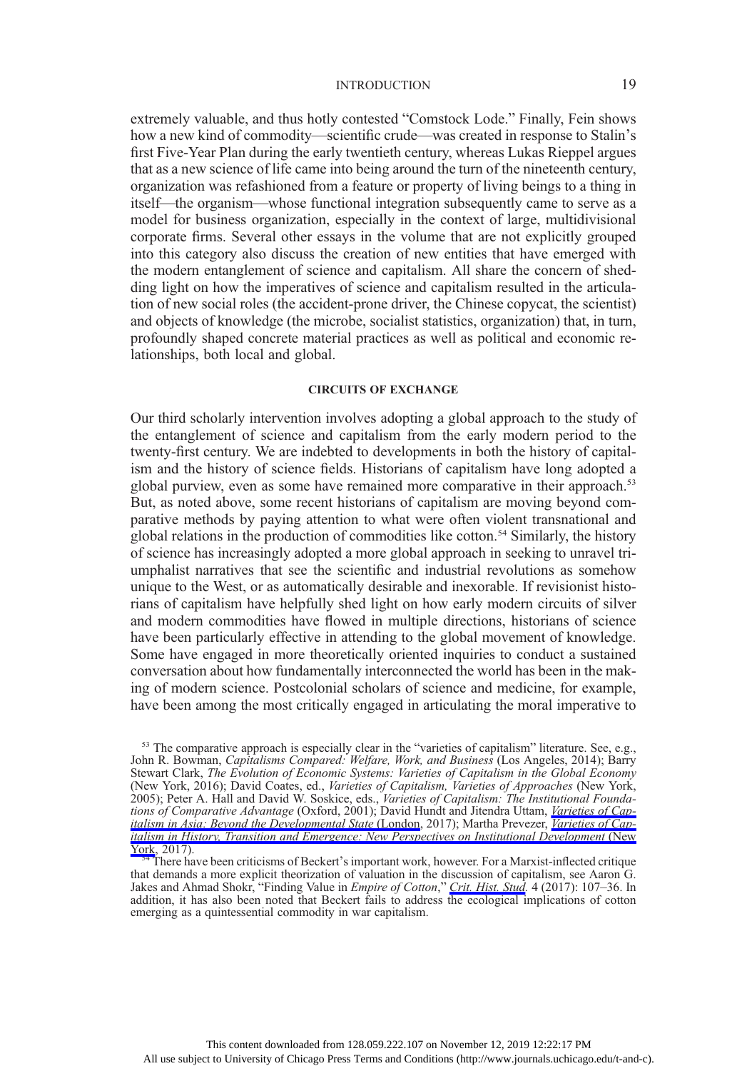extremely valuable, and thus hotly contested "Comstock Lode." Finally, Fein shows how a new kind of commodity—scientific crude—was created in response to Stalin's first Five-Year Plan during the early twentieth century, whereas Lukas Rieppel argues that as a new science of life came into being around the turn of the nineteenth century, organization was refashioned from a feature or property of living beings to a thing in itself—the organism—whose functional integration subsequently came to serve as a model for business organization, especially in the context of large, multidivisional corporate firms. Several other essays in the volume that are not explicitly grouped into this category also discuss the creation of new entities that have emerged with the modern entanglement of science and capitalism. All share the concern of shedding light on how the imperatives of science and capitalism resulted in the articulation of new social roles (the accident-prone driver, the Chinese copycat, the scientist) and objects of knowledge (the microbe, socialist statistics, organization) that, in turn, profoundly shaped concrete material practices as well as political and economic relationships, both local and global.

## CIRCUITS OF EXCHANGE

Our third scholarly intervention involves adopting a global approach to the study of the entanglement of science and capitalism from the early modern period to the twenty-first century. We are indebted to developments in both the history of capitalism and the history of science fields. Historians of capitalism have long adopted a global purview, even as some have remained more comparative in their approach.[53] But, as noted above, some recent historians of capitalism are moving beyond comparative methods by paying attention to what were often violent transnational and global relations in the production of commodities like cotton.[54] Similarly, the history of science has increasingly adopted a more global approach in seeking to unravel triumphalist narratives that see the scientific and industrial revolutions as somehow unique to the West, or as automatically desirable and inexorable. If revisionist historians of capitalism have helpfully shed light on how early modern circuits of silver and modern commodities have flowed in multiple directions, historians of science have been particularly effective in attending to the global movement of knowledge. Some have engaged in more theoretically oriented inquiries to conduct a sustained conversation about how fundamentally interconnected the world has been in the making of modern science. Postcolonial scholars of science and medicine, for example, have been among the most critically engaged in articulating the moral imperative to

[53] The comparative approach is especially clear in the "varieties of capitalism" literature. See, e.g., John R. Bowman, *Capitalisms Compared: Welfare, Work, and Business* (Los Angeles, 2014); Barry Stewart Clark, *The Evolution of Economic Systems: Varieties of Capitalism in the Global Economy* (New York, 2016); David Coates, ed., *Varieties of Capitalism, Varieties of Approaches* (New York, 2005); Peter A. Hall and David W. Soskice, eds., *Varieties of Capitalism: The Institutional Foundations of Comparative Advantage* (Oxford, 2001); David Hundt and Jitendra Uttam, *Varieties of Capitalism in Asia: Beyond the Developmental State* (London, 2017); Martha Prevezer, *Varieties of Capitalism in History, Transition and Emergence: New Perspectives on Institutional Development* (New York, 2017).

[54] There have been criticisms of Beckert's important work, however. For a Marxist-inflected critique that demands a more explicit theorization of valuation in the discussion of capitalism, see Aaron G. Jakes and Ahmad Shokr, "Finding Value in *Empire of Cotton*," *Crit. Hist. Stud.* 4 (2017): 107–36. In addition, it has also been noted that Beckert fails to address the ecological implications of cotton emerging as a quintessential commodity in war capitalism.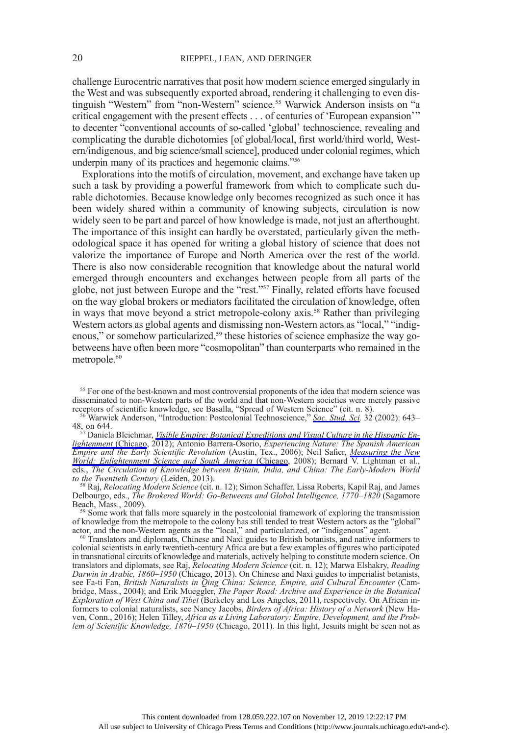challenge Eurocentric narratives that posit how modern science emerged singularly in the West and was subsequently exported abroad, rendering it challenging to even distinguish "Western" from "non-Western" science.[55] Warwick Anderson insists on "a critical engagement with the present effects . . . of centuries of 'European expansion'" to decenter "conventional accounts of so-called 'global' technoscience, revealing and complicating the durable dichotomies [of global/local, first world/third world, Western/indigenous, and big science/small science], produced under colonial regimes, which underpin many of its practices and hegemonic claims."[56]

Explorations into the motifs of circulation, movement, and exchange have taken up such a task by providing a powerful framework from which to complicate such durable dichotomies. Because knowledge only becomes recognized as such once it has been widely shared within a community of knowing subjects, circulation is now widely seen to be part and parcel of how knowledge is made, not just an afterthought. The importance of this insight can hardly be overstated, particularly given the methodological space it has opened for writing a global history of science that does not valorize the importance of Europe and North America over the rest of the world. There is also now considerable recognition that knowledge about the natural world emerged through encounters and exchanges between people from all parts of the globe, not just between Europe and the "rest."[57] Finally, related efforts have focused on the way global brokers or mediators facilitated the circulation of knowledge, often in ways that move beyond a strict metropole-colony axis.[58] Rather than privileging Western actors as global agents and dismissing non-Western actors as "local," "indigenous," or somehow particularized,[59] these histories of science emphasize the way go-betweens have often been more "cosmopolitan" than counterparts who remained in the metropole.[60]

[55] For one of the best-known and most controversial proponents of the idea that modern science was disseminated to non-Western parts of the world and that non-Western societies were merely passive receptors of scientific knowledge, see Basalla, "Spread of Western Science" (cit. n. 8).

[56] Warwick Anderson, "Introduction: Postcolonial Technoscience," *Soc. Stud. Sci.* 32 (2002): 643–48, on 644.

[57] Daniela Bleichmar, *Visible Empire: Botanical Expeditions and Visual Culture in the Hispanic Enlightenment* (Chicago, 2012); Antonio Barrera-Osorio, *Experiencing Nature: The Spanish American Empire and the Early Scientific Revolution* (Austin, Tex., 2006); Neil Safier, *Measuring the New World: Enlightenment Science and South America* (Chicago, 2008); Bernard V. Lightman et al., eds., *The Circulation of Knowledge between Britain, India, and China: The Early-Modern World to the Twentieth Century* (Leiden, 2013).

[58] Raj, *Relocating Modern Science* (cit. n. 12); Simon Schaffer, Lissa Roberts, Kapil Raj, and James Delbourgo, eds., *The Brokered World: Go-Betweens and Global Intelligence, 1770–1820* (Sagamore Beach, Mass., 2009).

[59] Some work that falls more squarely in the postcolonial framework of exploring the transmission of knowledge from the metropole to the colony has still tended to treat Western actors as the "global" actor, and the non-Western agents as the "local," and particularized, or "indigenous" agent.

[60] Translators and diplomats, Chinese and Naxi guides to British botanists, and native informers to colonial scientists in early twentieth-century Africa are but a few examples of figures who participated in transnational circuits of knowledge and materials, actively helping to constitute modern science. On translators and diplomats, see Raj, *Relocating Modern Science* (cit. n. 12); Marwa Elshakry, *Reading Darwin in Arabic, 1860–1950* (Chicago, 2013). On Chinese and Naxi guides to imperialist botanists, see Fa-ti Fan, *British Naturalists in Qing China: Science, Empire, and Cultural Encounter* (Cambridge, Mass., 2004); and Erik Mueggler, *The Paper Road: Archive and Experience in the Botanical Exploration of West China and Tibet* (Berkeley and Los Angeles, 2011), respectively. On African informers to colonial naturalists, see Nancy Jacobs, *Birders of Africa: History of a Network* (New Haven, Conn., 2016); Helen Tilley, *Africa as a Living Laboratory: Empire, Development, and the Problem of Scientific Knowledge, 1870–1950* (Chicago, 2011). In this light, Jesuits might be seen not as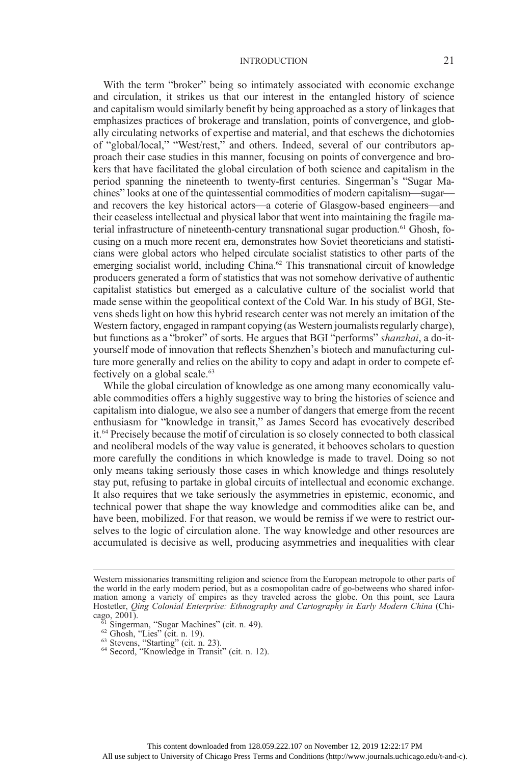With the term "broker" being so intimately associated with economic exchange and circulation, it strikes us that our interest in the entangled history of science and capitalism would similarly benefit by being approached as a story of linkages that emphasizes practices of brokerage and translation, points of convergence, and globally circulating networks of expertise and material, and that eschews the dichotomies of "global/local," "West/rest," and others. Indeed, several of our contributors approach their case studies in this manner, focusing on points of convergence and brokers that have facilitated the global circulation of both science and capitalism in the period spanning the nineteenth to twenty-first centuries. Singerman's "Sugar Machines" looks at one of the quintessential commodities of modern capitalism—sugar—and recovers the key historical actors—a coterie of Glasgow-based engineers—and their ceaseless intellectual and physical labor that went into maintaining the fragile material infrastructure of nineteenth-century transnational sugar production.[61] Ghosh, focusing on a much more recent era, demonstrates how Soviet theoreticians and statisticians were global actors who helped circulate socialist statistics to other parts of the emerging socialist world, including China.[62] This transnational circuit of knowledge producers generated a form of statistics that was not somehow derivative of authentic capitalist statistics but emerged as a calculative culture of the socialist world that made sense within the geopolitical context of the Cold War. In his study of BGI, Stevens sheds light on how this hybrid research center was not merely an imitation of the Western factory, engaged in rampant copying (as Western journalists regularly charge), but functions as a "broker" of sorts. He argues that BGI "performs" *shanzhai*, a do-it-yourself mode of innovation that reflects Shenzhen's biotech and manufacturing culture more generally and relies on the ability to copy and adapt in order to compete effectively on a global scale.[63]

While the global circulation of knowledge as one among many economically valuable commodities offers a highly suggestive way to bring the histories of science and capitalism into dialogue, we also see a number of dangers that emerge from the recent enthusiasm for "knowledge in transit," as James Secord has evocatively described it.[64] Precisely because the motif of circulation is so closely connected to both classical and neoliberal models of the way value is generated, it behooves scholars to question more carefully the conditions in which knowledge is made to travel. Doing so not only means taking seriously those cases in which knowledge and things resolutely stay put, refusing to partake in global circuits of intellectual and economic exchange. It also requires that we take seriously the asymmetries in epistemic, economic, and technical power that shape the way knowledge and commodities alike can be, and have been, mobilized. For that reason, we would be remiss if we were to restrict ourselves to the logic of circulation alone. The way knowledge and other resources are accumulated is decisive as well, producing asymmetries and inequalities with clear

---

Western missionaries transmitting religion and science from the European metropole to other parts of the world in the early modern period, but as a cosmopolitan cadre of go-betweens who shared information among a variety of empires as they traveled across the globe. On this point, see Laura Hostetler, *Qing Colonial Enterprise: Ethnography and Cartography in Early Modern China* (Chicago, 2001).

[61] Singerman, "Sugar Machines" (cit. n. 49).

[62] Ghosh, "Lies" (cit. n. 19).

[63] Stevens, "Starting" (cit. n. 23).

[64] Secord, "Knowledge in Transit" (cit. n. 12).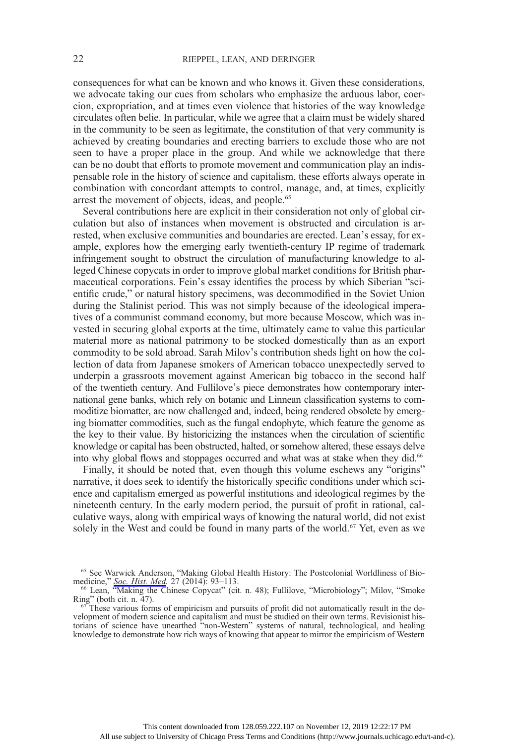consequences for what can be known and who knows it. Given these considerations, we advocate taking our cues from scholars who emphasize the arduous labor, coercion, expropriation, and at times even violence that histories of the way knowledge circulates often belie. In particular, while we agree that a claim must be widely shared in the community to be seen as legitimate, the constitution of that very community is achieved by creating boundaries and erecting barriers to exclude those who are not seen to have a proper place in the group. And while we acknowledge that there can be no doubt that efforts to promote movement and communication play an indispensable role in the history of science and capitalism, these efforts always operate in combination with concordant attempts to control, manage, and, at times, explicitly arrest the movement of objects, ideas, and people.[65]

Several contributions here are explicit in their consideration not only of global circulation but also of instances when movement is obstructed and circulation is arrested, when exclusive communities and boundaries are erected. Lean's essay, for example, explores how the emerging early twentieth-century IP regime of trademark infringement sought to obstruct the circulation of manufacturing knowledge to alleged Chinese copycats in order to improve global market conditions for British pharmaceutical corporations. Fein's essay identifies the process by which Siberian "scientific crude," or natural history specimens, was decommodified in the Soviet Union during the Stalinist period. This was not simply because of the ideological imperatives of a communist command economy, but more because Moscow, which was invested in securing global exports at the time, ultimately came to value this particular material more as national patrimony to be stocked domestically than as an export commodity to be sold abroad. Sarah Milov's contribution sheds light on how the collection of data from Japanese smokers of American tobacco unexpectedly served to underpin a grassroots movement against American big tobacco in the second half of the twentieth century. And Fullilove's piece demonstrates how contemporary international gene banks, which rely on botanic and Linnean classification systems to commoditize biomatter, are now challenged and, indeed, being rendered obsolete by emerging biomatter commodities, such as the fungal endophyte, which feature the genome as the key to their value. By historicizing the instances when the circulation of scientific knowledge or capital has been obstructed, halted, or somehow altered, these essays delve into why global flows and stoppages occurred and what was at stake when they did.[66]

Finally, it should be noted that, even though this volume eschews any "origins" narrative, it does seek to identify the historically specific conditions under which science and capitalism emerged as powerful institutions and ideological regimes by the nineteenth century. In the early modern period, the pursuit of profit in rational, calculative ways, along with empirical ways of knowing the natural world, did not exist solely in the West and could be found in many parts of the world.[67] Yet, even as we

[65] See Warwick Anderson, "Making Global Health History: The Postcolonial Worldliness of Biomedicine," *Soc. Hist. Med.* 27 (2014): 93–113.

[66] Lean, "Making the Chinese Copycat" (cit. n. 48); Fullilove, "Microbiology"; Milov, "Smoke Ring" (both cit. n. 47).

[67] These various forms of empiricism and pursuits of profit did not automatically result in the development of modern science and capitalism and must be studied on their own terms. Revisionist historians of science have unearthed "non-Western" systems of natural, technological, and healing knowledge to demonstrate how rich ways of knowing that appear to mirror the empiricism of Western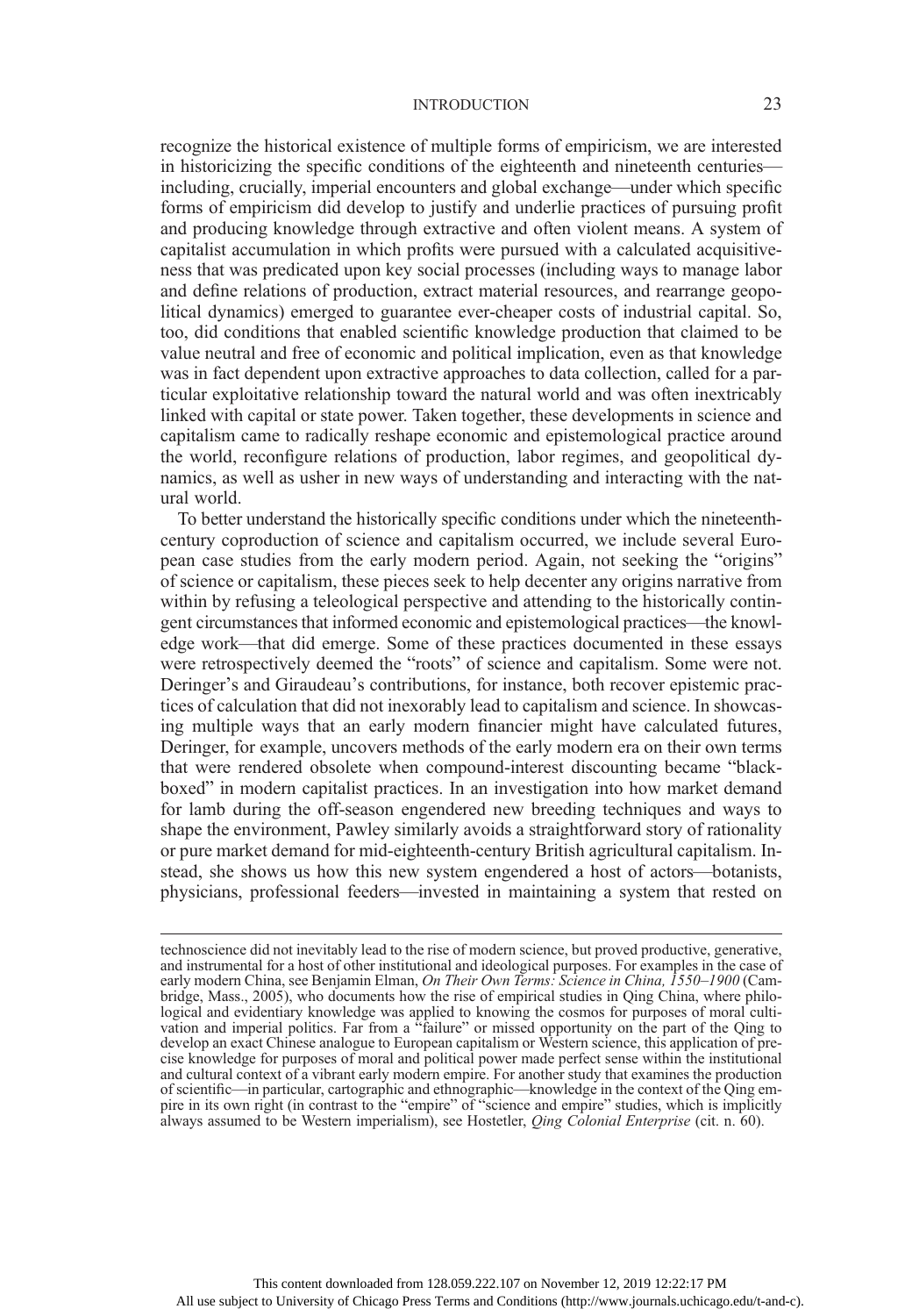recognize the historical existence of multiple forms of empiricism, we are interested in historicizing the specific conditions of the eighteenth and nineteenth centuries—including, crucially, imperial encounters and global exchange—under which specific forms of empiricism did develop to justify and underlie practices of pursuing profit and producing knowledge through extractive and often violent means. A system of capitalist accumulation in which profits were pursued with a calculated acquisitiveness that was predicated upon key social processes (including ways to manage labor and define relations of production, extract material resources, and rearrange geopolitical dynamics) emerged to guarantee ever-cheaper costs of industrial capital. So, too, did conditions that enabled scientific knowledge production that claimed to be value neutral and free of economic and political implication, even as that knowledge was in fact dependent upon extractive approaches to data collection, called for a particular exploitative relationship toward the natural world and was often inextricably linked with capital or state power. Taken together, these developments in science and capitalism came to radically reshape economic and epistemological practice around the world, reconfigure relations of production, labor regimes, and geopolitical dynamics, as well as usher in new ways of understanding and interacting with the natural world.

To better understand the historically specific conditions under which the nineteenth-century coproduction of science and capitalism occurred, we include several European case studies from the early modern period. Again, not seeking the "origins" of science or capitalism, these pieces seek to help decenter any origins narrative from within by refusing a teleological perspective and attending to the historically contingent circumstances that informed economic and epistemological practices—the knowledge work—that did emerge. Some of these practices documented in these essays were retrospectively deemed the "roots" of science and capitalism. Some were not. Deringer's and Giraudeau's contributions, for instance, both recover epistemic practices of calculation that did not inexorably lead to capitalism and science. In showcasing multiple ways that an early modern financier might have calculated futures, Deringer, for example, uncovers methods of the early modern era on their own terms that were rendered obsolete when compound-interest discounting became "black-boxed" in modern capitalist practices. In an investigation into how market demand for lamb during the off-season engendered new breeding techniques and ways to shape the environment, Pawley similarly avoids a straightforward story of rationality or pure market demand for mid-eighteenth-century British agricultural capitalism. Instead, she shows us how this new system engendered a host of actors—botanists, physicians, professional feeders—invested in maintaining a system that rested on

---

technoscience did not inevitably lead to the rise of modern science, but proved productive, generative, and instrumental for a host of other institutional and ideological purposes. For examples in the case of early modern China, see Benjamin Elman, *On Their Own Terms: Science in China, 1550–1900* (Cambridge, Mass., 2005), who documents how the rise of empirical studies in Qing China, where philological and evidentiary knowledge was applied to knowing the cosmos for purposes of moral cultivation and imperial politics. Far from a "failure" or missed opportunity on the part of the Qing to develop an exact Chinese analogue to European capitalism or Western science, this application of precise knowledge for purposes of moral and political power made perfect sense within the institutional and cultural context of a vibrant early modern empire. For another study that examines the production of scientific—in particular, cartographic and ethnographic—knowledge in the context of the Qing empire in its own right (in contrast to the "empire" of "science and empire" studies, which is implicitly always assumed to be Western imperialism), see Hostetler, *Qing Colonial Enterprise* (cit. n. 60).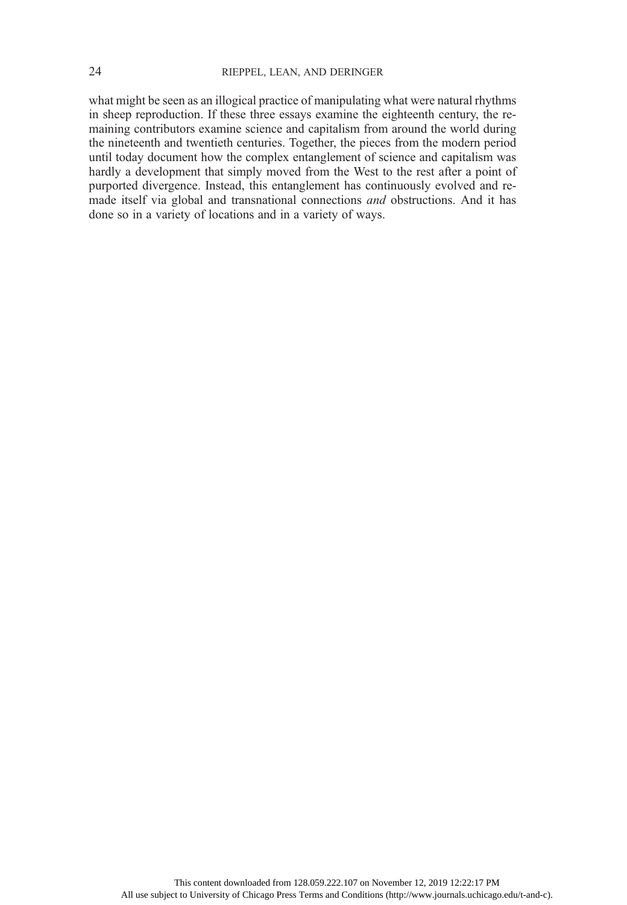what might be seen as an illogical practice of manipulating what were natural rhythms in sheep reproduction. If these three essays examine the eighteenth century, the remaining contributors examine science and capitalism from around the world during the nineteenth and twentieth centuries. Together, the pieces from the modern period until today document how the complex entanglement of science and capitalism was hardly a development that simply moved from the West to the rest after a point of purported divergence. Instead, this entanglement has continuously evolved and remade itself via global and transnational connections *and* obstructions. And it has done so in a variety of locations and in a variety of ways.